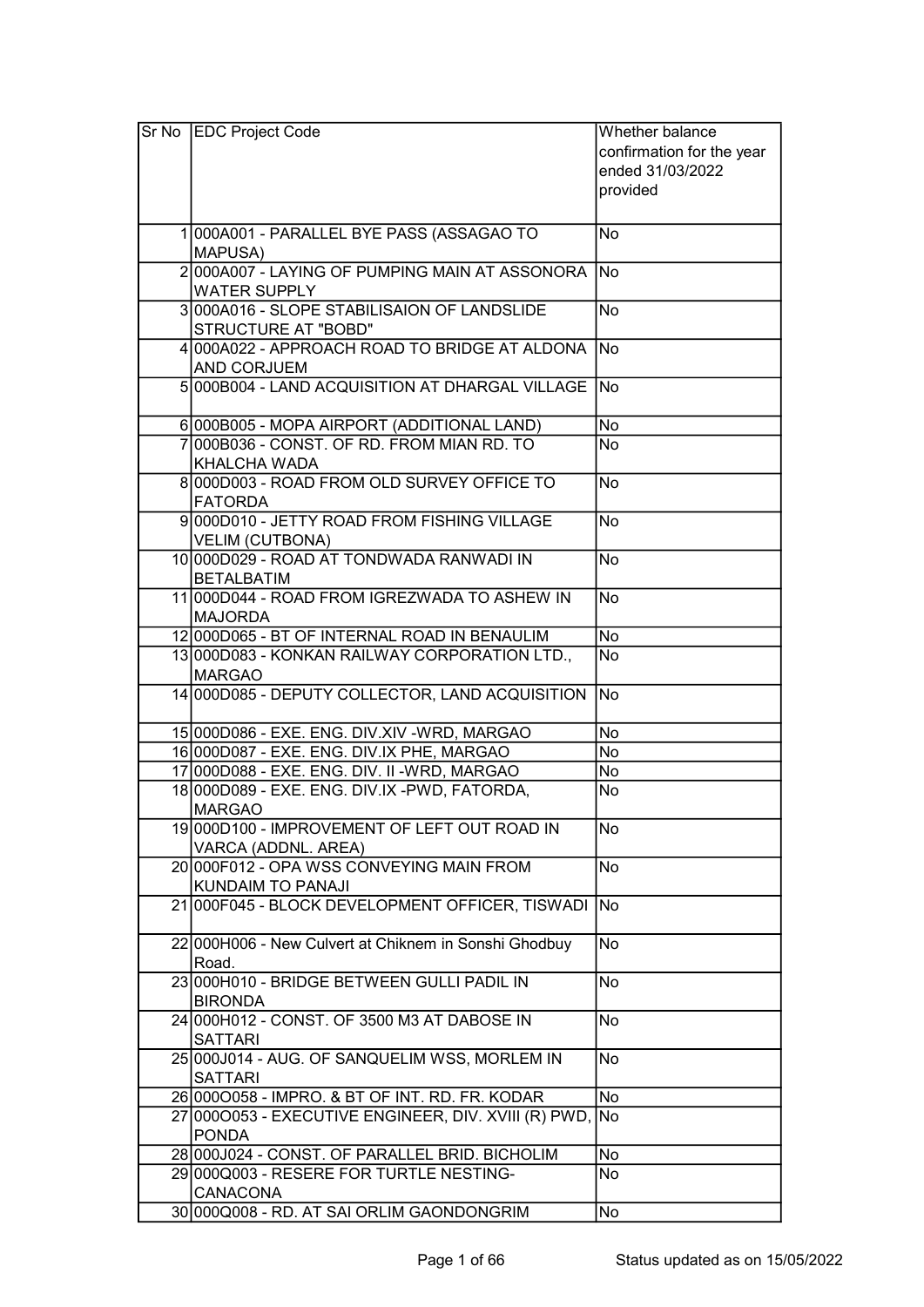| Sr No | EDC Project Code | Whether balance confirmation for the year ended 31/03/2022 provided |
|---|---|---|
| 1 | 000A001 - PARALLEL BYE PASS (ASSAGAO TO MAPUSA) | No |
| 2 | 000A007 - LAYING OF PUMPING MAIN AT ASSONORA WATER SUPPLY | No |
| 3 | 000A016 - SLOPE STABILISAION OF LANDSLIDE STRUCTURE AT "BOBD" | No |
| 4 | 000A022 - APPROACH ROAD TO BRIDGE AT ALDONA AND CORJUEM | No |
| 5 | 000B004 - LAND ACQUISITION AT DHARGAL VILLAGE | No |
| 6 | 000B005 - MOPA AIRPORT (ADDITIONAL LAND) | No |
| 7 | 000B036 - CONST. OF RD. FROM MIAN RD. TO KHALCHA WADA | No |
| 8 | 000D003 - ROAD FROM OLD SURVEY OFFICE TO FATORDA | No |
| 9 | 000D010 - JETTY ROAD FROM FISHING VILLAGE VELIM (CUTBONA) | No |
| 10 | 000D029 - ROAD AT TONDWADA RANWADI IN BETALBATIM | No |
| 11 | 000D044 - ROAD FROM IGREZWADA TO ASHEW IN MAJORDA | No |
| 12 | 000D065 - BT OF INTERNAL ROAD IN BENAULIM | No |
| 13 | 000D083 - KONKAN RAILWAY CORPORATION LTD., MARGAO | No |
| 14 | 000D085 - DEPUTY COLLECTOR, LAND ACQUISITION | No |
| 15 | 000D086 - EXE. ENG. DIV.XIV -WRD, MARGAO | No |
| 16 | 000D087 - EXE. ENG. DIV.IX PHE, MARGAO | No |
| 17 | 000D088 - EXE. ENG. DIV. II -WRD, MARGAO | No |
| 18 | 000D089 - EXE. ENG. DIV.IX -PWD, FATORDA, MARGAO | No |
| 19 | 000D100 - IMPROVEMENT OF LEFT OUT ROAD IN VARCA (ADDNL. AREA) | No |
| 20 | 000F012 - OPA WSS CONVEYING MAIN FROM KUNDAIM TO PANAJI | No |
| 21 | 000F045 - BLOCK DEVELOPMENT OFFICER, TISWADI | No |
| 22 | 000H006 - New Culvert at Chiknem in Sonshi Ghodbuy Road. | No |
| 23 | 000H010 - BRIDGE BETWEEN GULLI PADIL IN BIRONDA | No |
| 24 | 000H012 - CONST. OF 3500 M3 AT DABOSE IN SATTARI | No |
| 25 | 000J014 - AUG. OF SANQUELIM WSS, MORLEM IN SATTARI | No |
| 26 | 000O058 - IMPRO. & BT OF INT. RD. FR. KODAR | No |
| 27 | 000O053 - EXECUTIVE ENGINEER, DIV. XVIII (R) PWD, PONDA | No |
| 28 | 000J024 - CONST. OF PARALLEL BRID. BICHOLIM | No |
| 29 | 000Q003 - RESERE FOR TURTLE NESTING-CANACONA | No |
| 30 | 000Q008 - RD. AT SAI ORLIM GAONDONGRIM | No |

Status updated as on 15/05/2022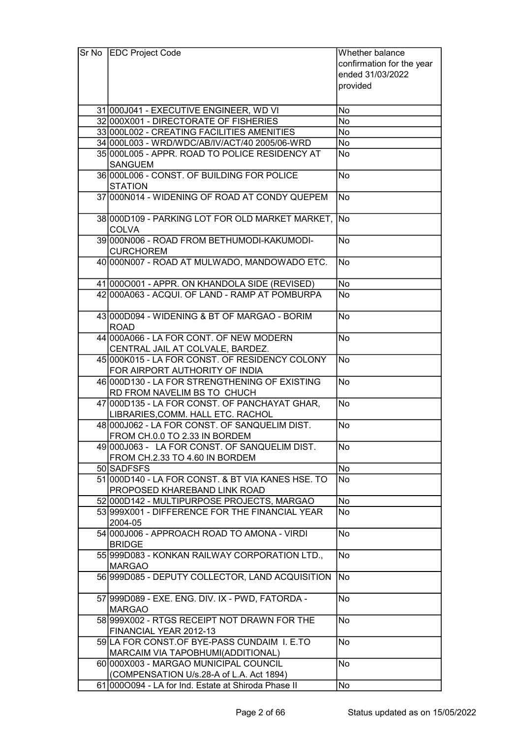| Sr No | EDC Project Code | Whether balance confirmation for the year ended 31/03/2022 provided |
|---|---|---|
| 31 | 000J041 - EXECUTIVE ENGINEER, WD VI | No |
| 32 | 000X001 - DIRECTORATE OF FISHERIES | No |
| 33 | 000L002 - CREATING FACILITIES AMENITIES | No |
| 34 | 000L003 - WRD/WDC/AB/IV/ACT/40 2005/06-WRD | No |
| 35 | 000L005 - APPR. ROAD TO POLICE RESIDENCY AT SANGUEM | No |
| 36 | 000L006 - CONST. OF BUILDING FOR POLICE STATION | No |
| 37 | 000N014 - WIDENING OF ROAD AT CONDY QUEPEM | No |
| 38 | 000D109 - PARKING LOT FOR OLD MARKET MARKET, COLVA | No |
| 39 | 000N006 - ROAD FROM BETHUMODI-KAKUMODI-CURCHOREM | No |
| 40 | 000N007 - ROAD AT MULWADO, MANDOWADO ETC. | No |
| 41 | 000O001 - APPR. ON KHANDOLA SIDE (REVISED) | No |
| 42 | 000A063 - ACQUI. OF LAND - RAMP AT POMBURPA | No |
| 43 | 000D094 - WIDENING & BT OF MARGAO - BORIM ROAD | No |
| 44 | 000A066 - LA FOR CONT. OF NEW MODERN CENTRAL JAIL AT COLVALE, BARDEZ. | No |
| 45 | 000K015 - LA FOR CONST. OF RESIDENCY COLONY FOR AIRPORT AUTHORITY OF INDIA | No |
| 46 | 000D130 - LA FOR STRENGTHENING OF EXISTING RD FROM NAVELIM BS TO CHUCH | No |
| 47 | 000D135 - LA FOR CONST. OF PANCHAYAT GHAR, LIBRARIES,COMM. HALL ETC. RACHOL | No |
| 48 | 000J062 - LA FOR CONST. OF SANQUELIM DIST. FROM CH.0.0 TO 2.33 IN BORDEM | No |
| 49 | 000J063 - LA FOR CONST. OF SANQUELIM DIST. FROM CH.2.33 TO 4.60 IN BORDEM | No |
| 50 | SADFSFS | No |
| 51 | 000D140 - LA FOR CONST. & BT VIA KANES HSE. TO PROPOSED KHAREBAND LINK ROAD | No |
| 52 | 000D142 - MULTIPURPOSE PROJECTS, MARGAO | No |
| 53 | 999X001 - DIFFERENCE FOR THE FINANCIAL YEAR 2004-05 | No |
| 54 | 000J006 - APPROACH ROAD TO AMONA - VIRDI BRIDGE | No |
| 55 | 999D083 - KONKAN RAILWAY CORPORATION LTD., MARGAO | No |
| 56 | 999D085 - DEPUTY COLLECTOR, LAND ACQUISITION | No |
| 57 | 999D089 - EXE. ENG. DIV. IX - PWD, FATORDA - MARGAO | No |
| 58 | 999X002 - RTGS RECEIPT NOT DRAWN FOR THE FINANCIAL YEAR 2012-13 | No |
| 59 | LA FOR CONST.OF BYE-PASS CUNDAIM I. E.TO MARCAIM VIA TAPOBHUMI(ADDITIONAL) | No |
| 60 | 000X003 - MARGAO MUNICIPAL COUNCIL (COMPENSATION U/s.28-A of L.A. Act 1894) | No |
| 61 | 000O094 - LA for Ind. Estate at Shiroda Phase II | No |

Status updated as on 15/05/2022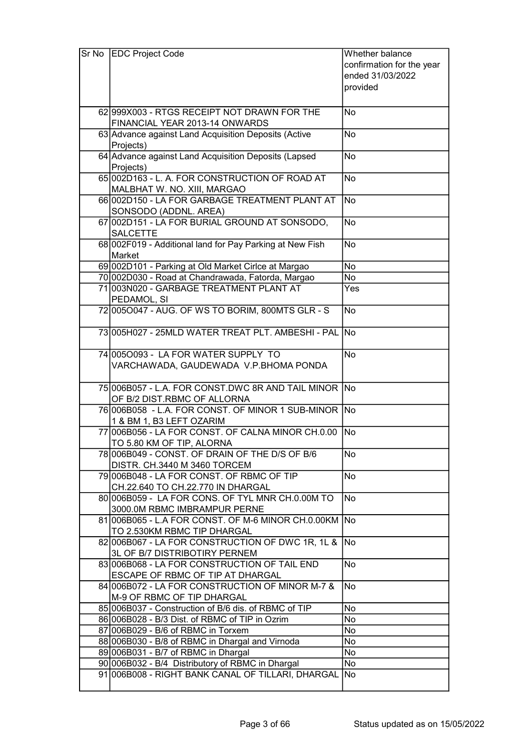| Sr No | EDC Project Code | Whether balance confirmation for the year ended 31/03/2022 provided |
|---|---|---|
| 62 | 999X003 - RTGS RECEIPT NOT DRAWN FOR THE FINANCIAL YEAR 2013-14 ONWARDS | No |
| 63 | Advance against Land Acquisition Deposits (Active Projects) | No |
| 64 | Advance against Land Acquisition Deposits (Lapsed Projects) | No |
| 65 | 002D163 - L. A. FOR CONSTRUCTION OF ROAD AT MALBHAT W. NO. XIII, MARGAO | No |
| 66 | 002D150 - LA FOR GARBAGE TREATMENT PLANT AT SONSODO (ADDNL. AREA) | No |
| 67 | 002D151 - LA FOR BURIAL GROUND AT SONSODO, SALCETTE | No |
| 68 | 002F019 - Additional land for Pay Parking at New Fish Market | No |
| 69 | 002D101 - Parking at Old Market Cirlce at Margao | No |
| 70 | 002D030 - Road at Chandrawada, Fatorda, Margao | No |
| 71 | 003N020 - GARBAGE TREATMENT PLANT AT PEDAMOL, SI | Yes |
| 72 | 005O047 - AUG. OF WS TO BORIM, 800MTS GLR - S | No |
| 73 | 005H027 - 25MLD WATER TREAT PLT. AMBESHI - PAL | No |
| 74 | 005O093 - LA FOR WATER SUPPLY TO VARCHAWADA, GAUDEWADA V.P.BHOMA PONDA | No |
| 75 | 006B057 - L.A. FOR CONST.DWC 8R AND TAIL MINOR OF B/2 DIST.RBMC OF ALLORNA | No |
| 76 | 006B058 - L.A. FOR CONST. OF MINOR 1 SUB-MINOR 1 & BM 1, B3 LEFT OZARIM | No |
| 77 | 006B056 - LA FOR CONST. OF CALNA MINOR CH.0.00 TO 5.80 KM OF TIP, ALORNA | No |
| 78 | 006B049 - CONST. OF DRAIN OF THE D/S OF B/6 DISTR. CH.3440 M 3460 TORCEM | No |
| 79 | 006B048 - LA FOR CONST. OF RBMC OF TIP CH.22.640 TO CH.22.770 IN DHARGAL | No |
| 80 | 006B059 - LA FOR CONS. OF TYL MNR CH.0.00M TO 3000.0M RBMC IMBRAMPUR PERNE | No |
| 81 | 006B065 - L.A FOR CONST. OF M-6 MINOR CH.0.00KM TO 2.530KM RBMC TIP DHARGAL | No |
| 82 | 006B067 - LA FOR CONSTRUCTION OF DWC 1R, 1L & 3L OF B/7 DISTRIBOTIRY PERNEM | No |
| 83 | 006B068 - LA FOR CONSTRUCTION OF TAIL END ESCAPE OF RBMC OF TIP AT DHARGAL | No |
| 84 | 006B072 - LA FOR CONSTRUCTION OF MINOR M-7 & M-9 OF RBMC OF TIP DHARGAL | No |
| 85 | 006B037 - Construction of B/6 dis. of RBMC of TIP | No |
| 86 | 006B028 - B/3 Dist. of RBMC of TIP in Ozrim | No |
| 87 | 006B029 - B/6 of RBMC in Torxem | No |
| 88 | 006B030 - B/8 of RBMC in Dhargal and Virnoda | No |
| 89 | 006B031 - B/7 of RBMC in Dhargal | No |
| 90 | 006B032 - B/4 Distributory of RBMC in Dhargal | No |
| 91 | 006B008 - RIGHT BANK CANAL OF TILLARI, DHARGAL | No |

Status updated as on 15/05/2022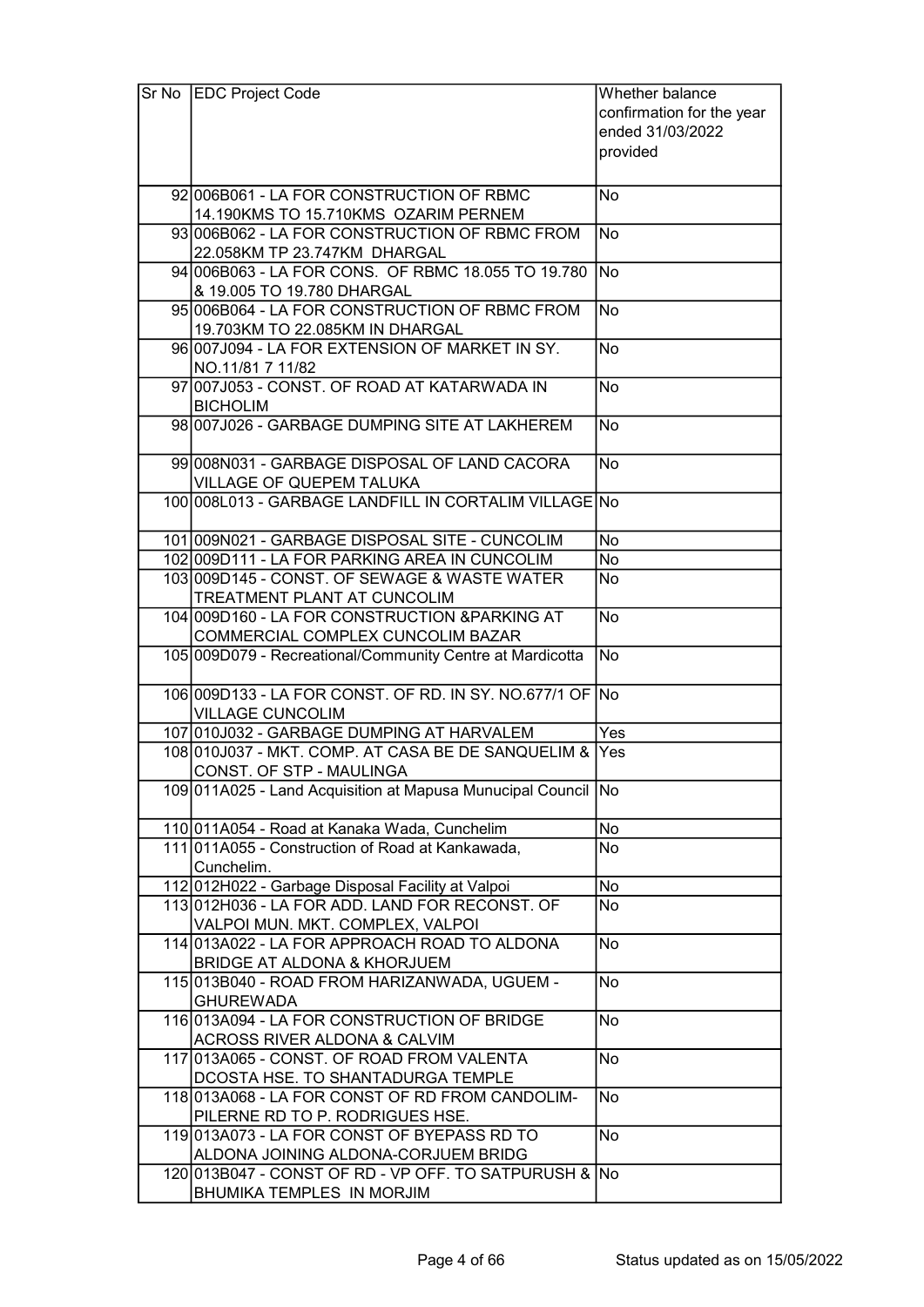| Sr No | EDC Project Code | Whether balance confirmation for the year ended 31/03/2022 provided |
|---|---|---|
| 92 | 006B061 - LA FOR CONSTRUCTION OF RBMC 14.190KMS TO 15.710KMS OZARIM PERNEM | No |
| 93 | 006B062 - LA FOR CONSTRUCTION OF RBMC FROM 22.058KM TP 23.747KM DHARGAL | No |
| 94 | 006B063 - LA FOR CONS. OF RBMC 18.055 TO 19.780 & 19.005 TO 19.780 DHARGAL | No |
| 95 | 006B064 - LA FOR CONSTRUCTION OF RBMC FROM 19.703KM TO 22.085KM IN DHARGAL | No |
| 96 | 007J094 - LA FOR EXTENSION OF MARKET IN SY. NO.11/81 7 11/82 | No |
| 97 | 007J053 - CONST. OF ROAD AT KATARWADA IN BICHOLIM | No |
| 98 | 007J026 - GARBAGE DUMPING SITE AT LAKHEREM | No |
| 99 | 008N031 - GARBAGE DISPOSAL OF LAND CACORA VILLAGE OF QUEPEM TALUKA | No |
| 100 | 008L013 - GARBAGE LANDFILL IN CORTALIM VILLAGE | No |
| 101 | 009N021 - GARBAGE DISPOSAL SITE - CUNCOLIM | No |
| 102 | 009D111 - LA FOR PARKING AREA IN CUNCOLIM | No |
| 103 | 009D145 - CONST. OF SEWAGE & WASTE WATER TREATMENT PLANT AT CUNCOLIM | No |
| 104 | 009D160 - LA FOR CONSTRUCTION &PARKING AT COMMERCIAL COMPLEX CUNCOLIM BAZAR | No |
| 105 | 009D079 - Recreational/Community Centre at Mardicotta | No |
| 106 | 009D133 - LA FOR CONST. OF RD. IN SY. NO.677/1 OF VILLAGE CUNCOLIM | No |
| 107 | 010J032 - GARBAGE DUMPING AT HARVALEM | Yes |
| 108 | 010J037 - MKT. COMP. AT CASA BE DE SANQUELIM & CONST. OF STP - MAULINGA | Yes |
| 109 | 011A025 - Land Acquisition at Mapusa Munucipal Council | No |
| 110 | 011A054 - Road at Kanaka Wada, Cunchelim | No |
| 111 | 011A055 - Construction of Road at Kankawada, Cunchelim. | No |
| 112 | 012H022 - Garbage Disposal Facility at Valpoi | No |
| 113 | 012H036 - LA FOR ADD. LAND FOR RECONST. OF VALPOI MUN. MKT. COMPLEX, VALPOI | No |
| 114 | 013A022 - LA FOR APPROACH ROAD TO ALDONA BRIDGE AT ALDONA & KHORJUEM | No |
| 115 | 013B040 - ROAD FROM HARIZANWADA, UGUEM - GHUREWADA | No |
| 116 | 013A094 - LA FOR CONSTRUCTION OF BRIDGE ACROSS RIVER ALDONA & CALVIM | No |
| 117 | 013A065 - CONST. OF ROAD FROM VALENTA DCOSTA HSE. TO SHANTADURGA TEMPLE | No |
| 118 | 013A068 - LA FOR CONST OF RD FROM CANDOLIM-PILERNE RD TO P. RODRIGUES HSE. | No |
| 119 | 013A073 - LA FOR CONST OF BYEPASS RD TO ALDONA JOINING ALDONA-CORJUEM BRIDG | No |
| 120 | 013B047 - CONST OF RD - VP OFF. TO SATPURUSH & BHUMIKA TEMPLES IN MORJIM | No |

Status updated as on 15/05/2022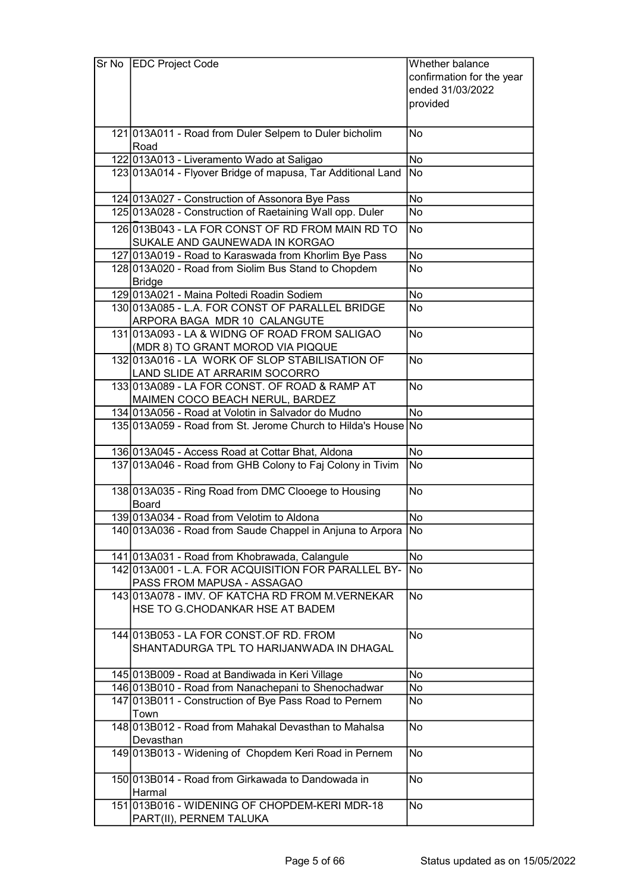| Sr No | EDC Project Code | Whether balance confirmation for the year ended 31/03/2022 provided |
| --- | --- | --- |
| 121 | 013A011 - Road from Duler Selpem to Duler bicholim Road | No |
| 122 | 013A013 - Liveramento Wado at Saligao | No |
| 123 | 013A014 - Flyover Bridge of mapusa, Tar Additional Land | No |
| 124 | 013A027 - Construction of Assonora Bye Pass | No |
| 125 | 013A028 - Construction of Raetaining Wall opp. Duler | No |
| 126 | 013B043 - LA FOR CONST OF RD FROM MAIN RD TO SUKALE AND GAUNEWADA IN KORGAO | No |
| 127 | 013A019 - Road to Karaswada from Khorlim Bye Pass | No |
| 128 | 013A020 - Road from Siolim Bus Stand to Chopdem Bridge | No |
| 129 | 013A021 - Maina Poltedi Roadin Sodiem | No |
| 130 | 013A085 - L.A. FOR CONST OF PARALLEL BRIDGE ARPORA BAGA MDR 10 CALANGUTE | No |
| 131 | 013A093 - LA & WIDNG OF ROAD FROM SALIGAO (MDR 8) TO GRANT MOROD VIA PIQQUE | No |
| 132 | 013A016 - LA WORK OF SLOP STABILISATION OF LAND SLIDE AT ARRARIM SOCORRO | No |
| 133 | 013A089 - LA FOR CONST. OF ROAD & RAMP AT MAIMEN COCO BEACH NERUL, BARDEZ | No |
| 134 | 013A056 - Road at Volotin in Salvador do Mudno | No |
| 135 | 013A059 - Road from St. Jerome Church to Hilda's House | No |
| 136 | 013A045 - Access Road at Cottar Bhat, Aldona | No |
| 137 | 013A046 - Road from GHB Colony to Faj Colony in Tivim | No |
| 138 | 013A035 - Ring Road from DMC Clooege to Housing Board | No |
| 139 | 013A034 - Road from Velotim to Aldona | No |
| 140 | 013A036 - Road from Saude Chappel in Anjuna to Arpora | No |
| 141 | 013A031 - Road from Khobrawada, Calangule | No |
| 142 | 013A001 - L.A. FOR ACQUISITION FOR PARALLEL BY-PASS FROM MAPUSA - ASSAGAO | No |
| 143 | 013A078 - IMV. OF KATCHA RD FROM M.VERNEKAR HSE TO G.CHODANKAR HSE AT BADEM | No |
| 144 | 013B053 - LA FOR CONST.OF RD. FROM SHANTADURGA TPL TO HARIJANWADA IN DHAGAL | No |
| 145 | 013B009 - Road at Bandiwada in Keri Village | No |
| 146 | 013B010 - Road from Nanachepani to Shenochadwar | No |
| 147 | 013B011 - Construction of Bye Pass Road to Pernem Town | No |
| 148 | 013B012 - Road from Mahakal Devasthan to Mahalsa Devasthan | No |
| 149 | 013B013 - Widening of Chopdem Keri Road in Pernem | No |
| 150 | 013B014 - Road from Girkawada to Dandowada in Harmal | No |
| 151 | 013B016 - WIDENING OF CHOPDEM-KERI MDR-18 PART(II), PERNEM TALUKA | No |

Status updated as on 15/05/2022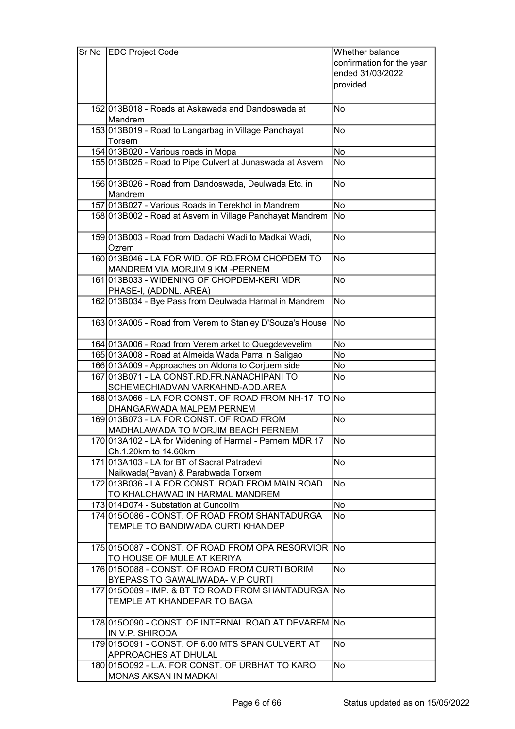| Sr No | EDC Project Code | Whether balance confirmation for the year ended 31/03/2022 provided |
|---|---|---|
| 152 | 013B018 - Roads at Askawada and Dandoswada at Mandrem | No |
| 153 | 013B019 - Road to Langarbag in Village Panchayat Torsem | No |
| 154 | 013B020 - Various roads in Mopa | No |
| 155 | 013B025 - Road to Pipe Culvert at Junaswada at Asvem | No |
| 156 | 013B026 - Road from Dandoswada, Deulwada Etc. in Mandrem | No |
| 157 | 013B027 - Various Roads in Terekhol in Mandrem | No |
| 158 | 013B002 - Road at Asvem in Village Panchayat Mandrem | No |
| 159 | 013B003 - Road from Dadachi Wadi to Madkai Wadi, Ozrem | No |
| 160 | 013B046 - LA FOR WID. OF RD.FROM CHOPDEM TO MANDREM VIA MORJIM 9 KM -PERNEM | No |
| 161 | 013B033 - WIDENING OF CHOPDEM-KERI MDR PHASE-I, (ADDNL. AREA) | No |
| 162 | 013B034 - Bye Pass from Deulwada Harmal in Mandrem | No |
| 163 | 013A005 - Road from Verem to Stanley D'Souza's House | No |
| 164 | 013A006 - Road from Verem arket to Quegdevevelim | No |
| 165 | 013A008 - Road at Almeida Wada Parra in Saligao | No |
| 166 | 013A009 - Approaches on Aldona to Corjuem side | No |
| 167 | 013B071 - LA CONST.RD.FR.NANACHIPANI TO SCHEMECHIADVAN VARKAHND-ADD.AREA | No |
| 168 | 013A066 - LA FOR CONST. OF ROAD FROM NH-17 TO DHANGARWADA MALPEM PERNEM | No |
| 169 | 013B073 - LA FOR CONST. OF ROAD FROM MADHALAWADA TO MORJIM BEACH PERNEM | No |
| 170 | 013A102 - LA for Widening of Harmal - Pernem MDR 17 Ch.1.20km to 14.60km | No |
| 171 | 013A103 - LA for BT of Sacral Patradevi Naikwada(Pavan) & Parabwada Torxem | No |
| 172 | 013B036 - LA FOR CONST. ROAD FROM MAIN ROAD TO KHALCHAWAD IN HARMAL MANDREM | No |
| 173 | 014D074 - Substation at Cuncolim | No |
| 174 | 015O086 - CONST. OF ROAD FROM SHANTADURGA TEMPLE TO BANDIWADA CURTI KHANDEP | No |
| 175 | 015O087 - CONST. OF ROAD FROM OPA RESORVIOR TO HOUSE OF MULE AT KERIYA | No |
| 176 | 015O088 - CONST. OF ROAD FROM CURTI BORIM BYEPASS TO GAWALIWADA- V.P CURTI | No |
| 177 | 015O089 - IMP. & BT TO ROAD FROM SHANTADURGA TEMPLE AT KHANDEPAR TO BAGA | No |
| 178 | 015O090 - CONST. OF INTERNAL ROAD AT DEVAREM IN V.P. SHIRODA | No |
| 179 | 015O091 - CONST. OF 6.00 MTS SPAN CULVERT AT APPROACHES AT DHULAL | No |
| 180 | 015O092 - L.A. FOR CONST. OF URBHAT TO KARO MONAS AKSAN IN MADKAI | No |

Status updated as on 15/05/2022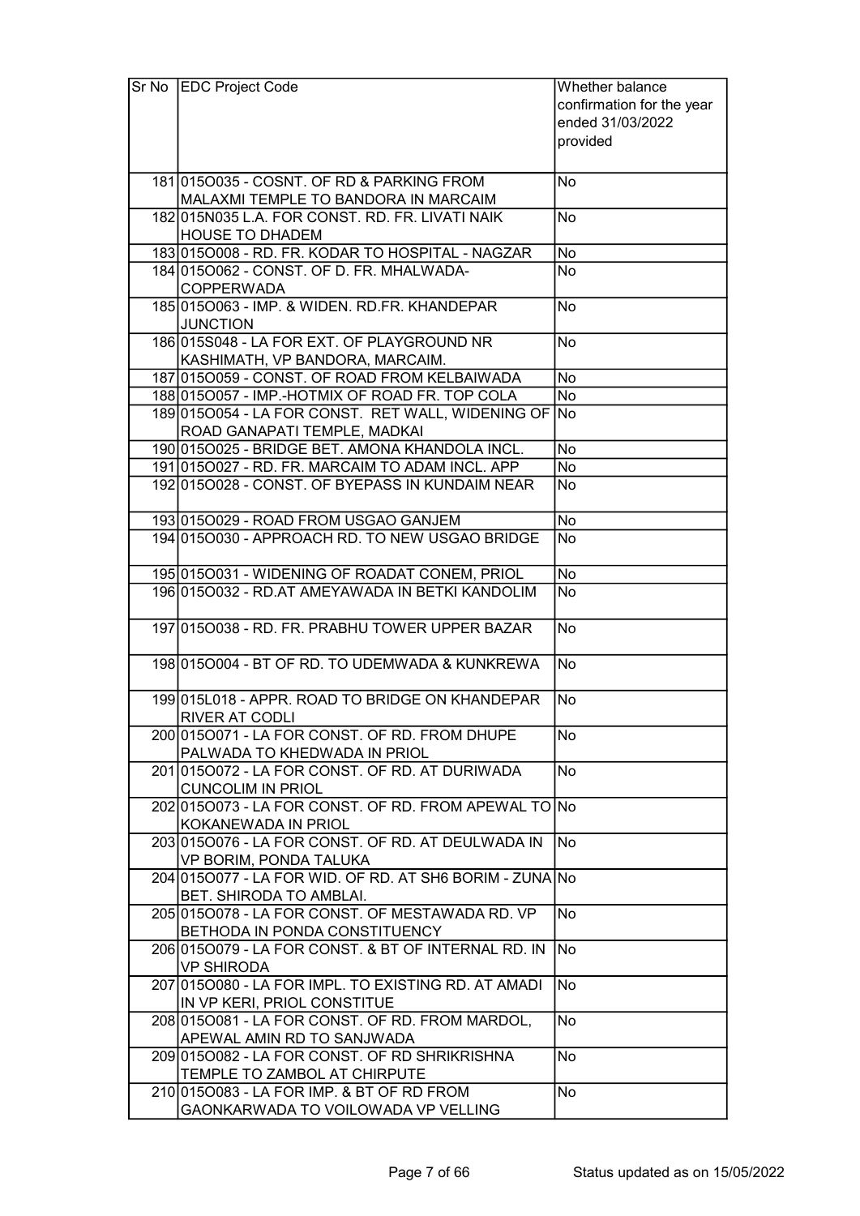| Sr No | EDC Project Code | Whether balance confirmation for the year ended 31/03/2022 provided |
|---|---|---|
| 181 | 015O035 - COSNT. OF RD & PARKING FROM MALAXMI TEMPLE TO BANDORA IN MARCAIM | No |
| 182 | 015N035 L.A. FOR CONST. RD. FR. LIVATI NAIK HOUSE TO DHADEM | No |
| 183 | 015O008 - RD. FR. KODAR TO HOSPITAL - NAGZAR | No |
| 184 | 015O062 - CONST. OF D. FR. MHALWADA-COPPERWADA | No |
| 185 | 015O063 - IMP. & WIDEN. RD.FR. KHANDEPAR JUNCTION | No |
| 186 | 015S048 - LA FOR EXT. OF PLAYGROUND NR KASHIMATH, VP BANDORA, MARCAIM. | No |
| 187 | 015O059 - CONST. OF ROAD FROM KELBAIWADA | No |
| 188 | 015O057 - IMP.-HOTMIX OF ROAD FR. TOP COLA | No |
| 189 | 015O054 - LA FOR CONST. RET WALL, WIDENING OF ROAD GANAPATI TEMPLE, MADKAI | No |
| 190 | 015O025 - BRIDGE BET. AMONA KHANDOLA INCL. | No |
| 191 | 015O027 - RD. FR. MARCAIM TO ADAM INCL. APP | No |
| 192 | 015O028 - CONST. OF BYEPASS IN KUNDAIM NEAR | No |
| 193 | 015O029 - ROAD FROM USGAO GANJEM | No |
| 194 | 015O030 - APPROACH RD. TO NEW USGAO BRIDGE | No |
| 195 | 015O031 - WIDENING OF ROADAT CONEM, PRIOL | No |
| 196 | 015O032 - RD.AT AMEYAWADA IN BETKI KANDOLIM | No |
| 197 | 015O038 - RD. FR. PRABHU TOWER UPPER BAZAR | No |
| 198 | 015O004 - BT OF RD. TO UDEMWADA & KUNKREWA | No |
| 199 | 015L018 - APPR. ROAD TO BRIDGE ON KHANDEPAR RIVER AT CODLI | No |
| 200 | 015O071 - LA FOR CONST. OF RD. FROM DHUPE PALWADA TO KHEDWADA IN PRIOL | No |
| 201 | 015O072 - LA FOR CONST. OF RD. AT DURIWADA CUNCOLIM IN PRIOL | No |
| 202 | 015O073 - LA FOR CONST. OF RD. FROM APEWAL TO KOKANEWADA IN PRIOL | No |
| 203 | 015O076 - LA FOR CONST. OF RD. AT DEULWADA IN VP BORIM, PONDA TALUKA | No |
| 204 | 015O077 - LA FOR WID. OF RD. AT SH6 BORIM - ZUNA BET. SHIRODA TO AMBLAI. | No |
| 205 | 015O078 - LA FOR CONST. OF MESTAWADA RD. VP BETHODA IN PONDA CONSTITUENCY | No |
| 206 | 015O079 - LA FOR CONST. & BT OF INTERNAL RD. IN VP SHIRODA | No |
| 207 | 015O080 - LA FOR IMPL. TO EXISTING RD. AT AMADI IN VP KERI, PRIOL CONSTITUE | No |
| 208 | 015O081 - LA FOR CONST. OF RD. FROM MARDOL, APEWAL AMIN RD TO SANJWADA | No |
| 209 | 015O082 - LA FOR CONST. OF RD SHRIKRISHNA TEMPLE TO ZAMBOL AT CHIRPUTE | No |
| 210 | 015O083 - LA FOR IMP. & BT OF RD FROM GAONKARWADA TO VOILOWADA VP VELLING | No |

Status updated as on 15/05/2022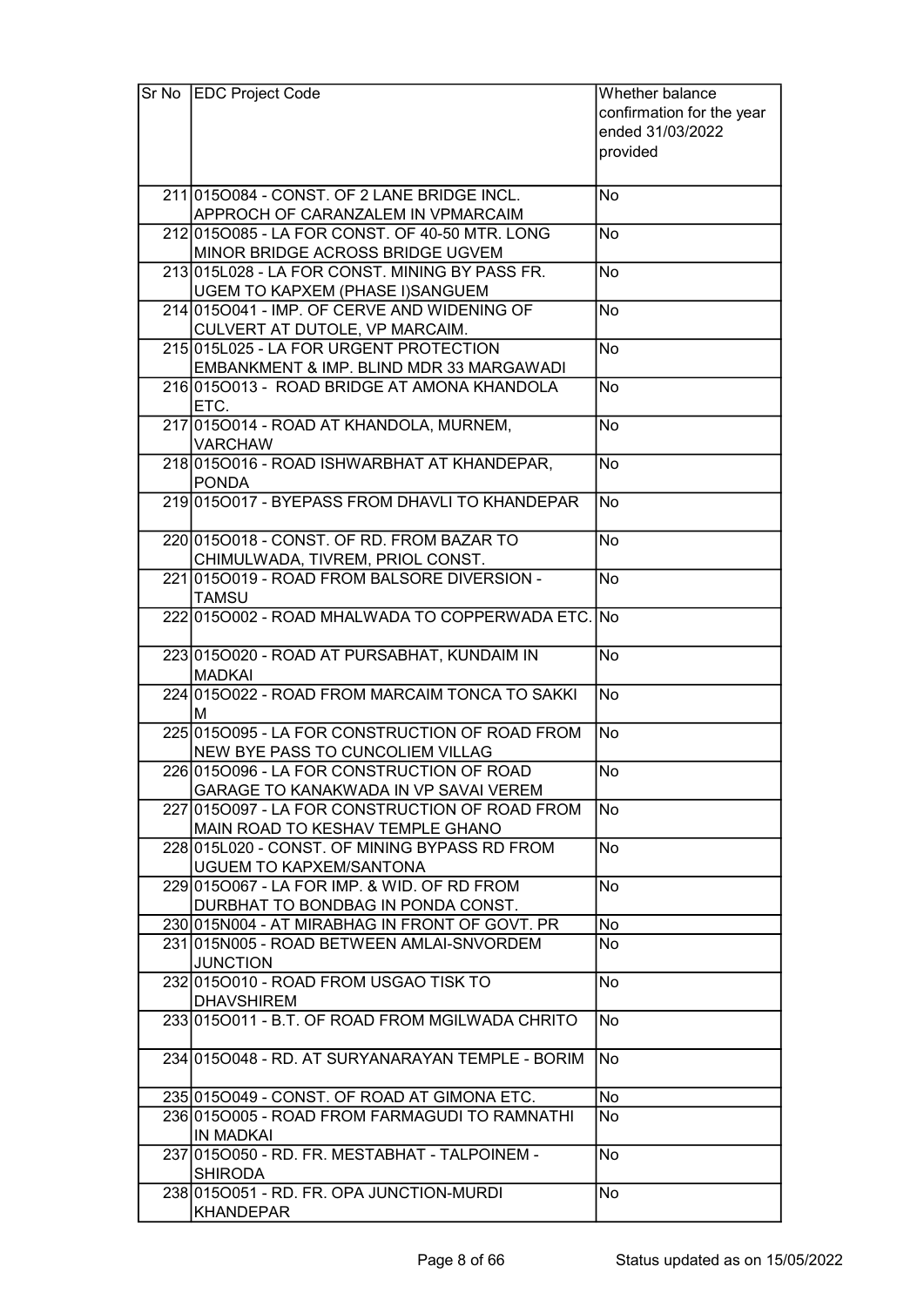| Sr No | EDC Project Code | Whether balance confirmation for the year ended 31/03/2022 provided |
|---|---|---|
| 211 | 015O084 - CONST. OF 2 LANE BRIDGE INCL. APPROCH OF CARANZALEM IN VPMARCAIM | No |
| 212 | 015O085 - LA FOR CONST. OF 40-50 MTR. LONG MINOR BRIDGE ACROSS BRIDGE UGVEM | No |
| 213 | 015L028 - LA FOR CONST. MINING BY PASS FR. UGEM TO KAPXEM (PHASE I)SANGUEM | No |
| 214 | 015O041 - IMP. OF CERVE AND WIDENING OF CULVERT AT DUTOLE, VP MARCAIM. | No |
| 215 | 015L025 - LA FOR URGENT PROTECTION EMBANKMENT & IMP. BLIND MDR 33 MARGAWADI | No |
| 216 | 015O013 - ROAD BRIDGE AT AMONA KHANDOLA ETC. | No |
| 217 | 015O014 - ROAD AT KHANDOLA, MURNEM, VARCHAW | No |
| 218 | 015O016 - ROAD ISHWARBHAT AT KHANDEPAR, PONDA | No |
| 219 | 015O017 - BYEPASS FROM DHAVLI TO KHANDEPAR | No |
| 220 | 015O018 - CONST. OF RD. FROM BAZAR TO CHIMULWADA, TIVREM, PRIOL CONST. | No |
| 221 | 015O019 - ROAD FROM BALSORE DIVERSION - TAMSU | No |
| 222 | 015O002 - ROAD MHALWADA TO COPPERWADA ETC. | No |
| 223 | 015O020 - ROAD AT PURSABHAT, KUNDAIM IN MADKAI | No |
| 224 | 015O022 - ROAD FROM MARCAIM TONCA TO SAKKI M | No |
| 225 | 015O095 - LA FOR CONSTRUCTION OF ROAD FROM NEW BYE PASS TO CUNCOLIEM VILLAG | No |
| 226 | 015O096 - LA FOR CONSTRUCTION OF ROAD GARAGE TO KANAKWADA IN VP SAVAI VEREM | No |
| 227 | 015O097 - LA FOR CONSTRUCTION OF ROAD FROM MAIN ROAD TO KESHAV TEMPLE GHANO | No |
| 228 | 015L020 - CONST. OF MINING BYPASS RD FROM UGUEM TO KAPXEM/SANTONA | No |
| 229 | 015O067 - LA FOR IMP. & WID. OF RD FROM DURBHAT TO BONDBAG IN PONDA CONST. | No |
| 230 | 015N004 - AT MIRABHAG IN FRONT OF GOVT. PR | No |
| 231 | 015N005 - ROAD BETWEEN AMLAI-SNVORDEM JUNCTION | No |
| 232 | 015O010 - ROAD FROM USGAO TISK TO DHAVSHIREM | No |
| 233 | 015O011 - B.T. OF ROAD FROM MGILWADA CHRITO | No |
| 234 | 015O048 - RD. AT SURYANARAYAN TEMPLE - BORIM | No |
| 235 | 015O049 - CONST. OF ROAD AT GIMONA ETC. | No |
| 236 | 015O005 - ROAD FROM FARMAGUDI TO RAMNATHI IN MADKAI | No |
| 237 | 015O050 - RD. FR. MESTABHAT - TALPOINEM - SHIRODA | No |
| 238 | 015O051 - RD. FR. OPA JUNCTION-MURDI KHANDEPAR | No |

Status updated as on 15/05/2022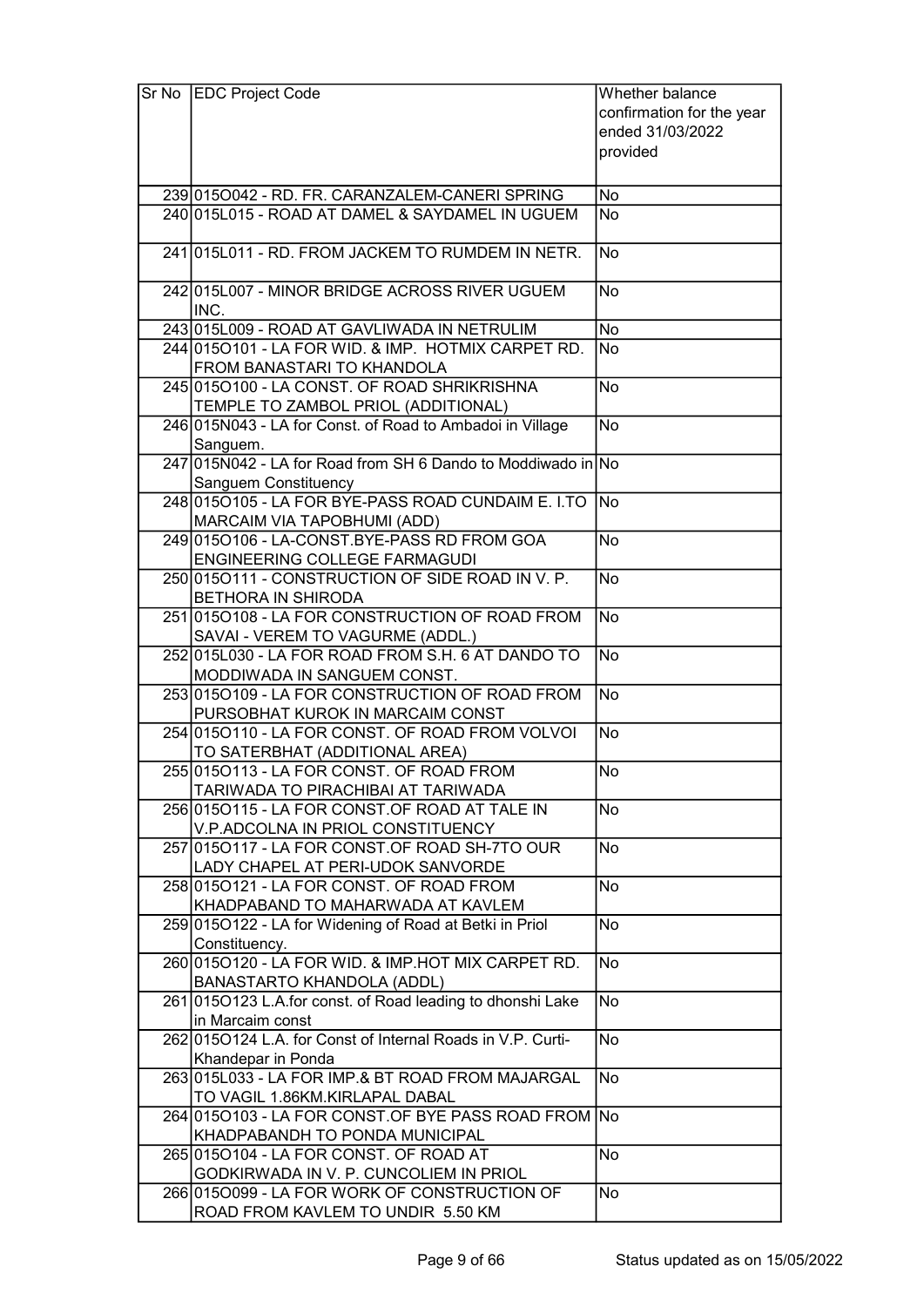| Sr No | EDC Project Code | Whether balance confirmation for the year ended 31/03/2022 provided |
|---|---|---|
| 239 | 015O042 - RD. FR. CARANZALEM-CANERI SPRING | No |
| 240 | 015L015 - ROAD AT DAMEL & SAYDAMEL IN UGUEM | No |
| 241 | 015L011 - RD. FROM JACKEM TO RUMDEM IN NETR. | No |
| 242 | 015L007 - MINOR BRIDGE ACROSS RIVER UGUEM INC. | No |
| 243 | 015L009 - ROAD AT GAVLIWADA IN NETRULIM | No |
| 244 | 015O101 - LA FOR WID. & IMP. HOTMIX CARPET RD. FROM BANASTARI TO KHANDOLA | No |
| 245 | 015O100 - LA CONST. OF ROAD SHRIKRISHNA TEMPLE TO ZAMBOL PRIOL (ADDITIONAL) | No |
| 246 | 015N043 - LA for Const. of Road to Ambadoi in Village Sanguem. | No |
| 247 | 015N042 - LA for Road from SH 6 Dando to Moddiwado in Sanguem Constituency | No |
| 248 | 015O105 - LA FOR BYE-PASS ROAD CUNDAIM E. I.TO MARCAIM VIA TAPOBHUMI (ADD) | No |
| 249 | 015O106 - LA-CONST.BYE-PASS RD FROM GOA ENGINEERING COLLEGE FARMAGUDI | No |
| 250 | 015O111 - CONSTRUCTION OF SIDE ROAD IN V. P. BETHORA IN SHIRODA | No |
| 251 | 015O108 - LA FOR CONSTRUCTION OF ROAD FROM SAVAI - VEREM TO VAGURME (ADDL.) | No |
| 252 | 015L030 - LA FOR ROAD FROM S.H. 6 AT DANDO TO MODDIWADA IN SANGUEM CONST. | No |
| 253 | 015O109 - LA FOR CONSTRUCTION OF ROAD FROM PURSOBHAT KUROK IN MARCAIM CONST | No |
| 254 | 015O110 - LA FOR CONST. OF ROAD FROM VOLVOI TO SATERBHAT (ADDITIONAL AREA) | No |
| 255 | 015O113 - LA FOR CONST. OF ROAD FROM TARIWADA TO PIRACHIBAI AT TARIWADA | No |
| 256 | 015O115 - LA FOR CONST.OF ROAD AT TALE IN V.P.ADCOLNA IN PRIOL CONSTITUENCY | No |
| 257 | 015O117 - LA FOR CONST.OF ROAD SH-7TO OUR LADY CHAPEL AT PERI-UDOK SANVORDE | No |
| 258 | 015O121 - LA FOR CONST. OF ROAD FROM KHADPABAND TO MAHARWADA AT KAVLEM | No |
| 259 | 015O122 - LA for Widening of Road at Betki in Priol Constituency. | No |
| 260 | 015O120 - LA FOR WID. & IMP.HOT MIX CARPET RD. BANASTARTO KHANDOLA (ADDL) | No |
| 261 | 015O123 L.A.for const. of Road leading to dhonshi Lake in Marcaim const | No |
| 262 | 015O124 L.A. for Const of Internal Roads in V.P. Curti-Khandepar in Ponda | No |
| 263 | 015L033 - LA FOR IMP.& BT ROAD FROM MAJARGAL TO VAGIL 1.86KM.KIRLAPAL DABAL | No |
| 264 | 015O103 - LA FOR CONST.OF BYE PASS ROAD FROM KHADPABANDH TO PONDA MUNICIPAL | No |
| 265 | 015O104 - LA FOR CONST. OF ROAD AT GODKIRWADA IN V. P. CUNCOLIEM IN PRIOL | No |
| 266 | 015O099 - LA FOR WORK OF CONSTRUCTION OF ROAD FROM KAVLEM TO UNDIR 5.50 KM | No |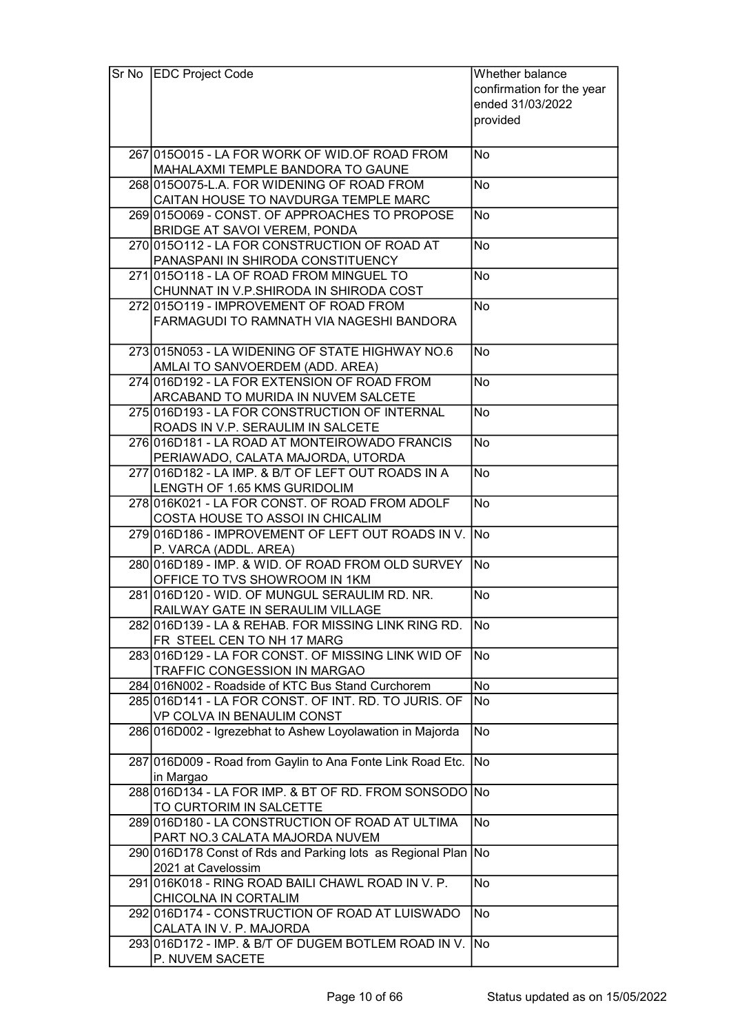| Sr No | EDC Project Code | Whether balance confirmation for the year ended 31/03/2022 provided |
|---|---|---|
| 267 | 015O015 - LA FOR WORK OF WID.OF ROAD FROM MAHALAXMI TEMPLE BANDORA TO GAUNE | No |
| 268 | 015O075-L.A. FOR WIDENING OF ROAD FROM CAITAN HOUSE TO NAVDURGA TEMPLE MARC | No |
| 269 | 015O069 - CONST. OF APPROACHES TO PROPOSE BRIDGE AT SAVOI VEREM, PONDA | No |
| 270 | 015O112 - LA FOR CONSTRUCTION OF ROAD AT PANASPANI IN SHIRODA CONSTITUENCY | No |
| 271 | 015O118 - LA OF ROAD FROM MINGUEL TO CHUNNAT IN V.P.SHIRODA IN SHIRODA COST | No |
| 272 | 015O119 - IMPROVEMENT OF ROAD FROM FARMAGUDI TO RAMNATH VIA NAGESHI BANDORA | No |
| 273 | 015N053 - LA WIDENING OF STATE HIGHWAY NO.6 AMLAI TO SANVOERDEM (ADD. AREA) | No |
| 274 | 016D192 - LA FOR EXTENSION OF ROAD FROM ARCABAND TO MURIDA IN NUVEM SALCETE | No |
| 275 | 016D193 - LA FOR CONSTRUCTION OF INTERNAL ROADS IN V.P. SERAULIM IN SALCETE | No |
| 276 | 016D181 - LA ROAD AT MONTEIROWADO FRANCIS PERIAWADO, CALATA MAJORDA, UTORDA | No |
| 277 | 016D182 - LA IMP. & B/T OF LEFT OUT ROADS IN A LENGTH OF 1.65 KMS GURIDOLIM | No |
| 278 | 016K021 - LA FOR CONST. OF ROAD FROM ADOLF COSTA HOUSE TO ASSOI IN CHICALIM | No |
| 279 | 016D186 - IMPROVEMENT OF LEFT OUT ROADS IN V. P. VARCA (ADDL. AREA) | No |
| 280 | 016D189 - IMP. & WID. OF ROAD FROM OLD SURVEY OFFICE TO TVS SHOWROOM IN 1KM | No |
| 281 | 016D120 - WID. OF MUNGUL SERAULIM RD. NR. RAILWAY GATE IN SERAULIM VILLAGE | No |
| 282 | 016D139 - LA & REHAB. FOR MISSING LINK RING RD. FR STEEL CEN TO NH 17 MARG | No |
| 283 | 016D129 - LA FOR CONST. OF MISSING LINK WID OF TRAFFIC CONGESSION IN MARGAO | No |
| 284 | 016N002 - Roadside of KTC Bus Stand Curchorem | No |
| 285 | 016D141 - LA FOR CONST. OF INT. RD. TO JURIS. OF VP COLVA IN BENAULIM CONST | No |
| 286 | 016D002 - Igrezebhat to Ashew Loyolawation in Majorda | No |
| 287 | 016D009 - Road from Gaylin to Ana Fonte Link Road Etc. in Margao | No |
| 288 | 016D134 - LA FOR IMP. & BT OF RD. FROM SONSODO TO CURTORIM IN SALCETTE | No |
| 289 | 016D180 - LA CONSTRUCTION OF ROAD AT ULTIMA PART NO.3 CALATA MAJORDA NUVEM | No |
| 290 | 016D178 Const of Rds and Parking lots as Regional Plan 2021 at Cavelossim | No |
| 291 | 016K018 - RING ROAD BAILI CHAWL ROAD IN V. P. CHICOLNA IN CORTALIM | No |
| 292 | 016D174 - CONSTRUCTION OF ROAD AT LUISWADO CALATA IN V. P. MAJORDA | No |
| 293 | 016D172 - IMP. & B/T OF DUGEM BOTLEM ROAD IN V. P. NUVEM SACETE | No |

Status updated as on 15/05/2022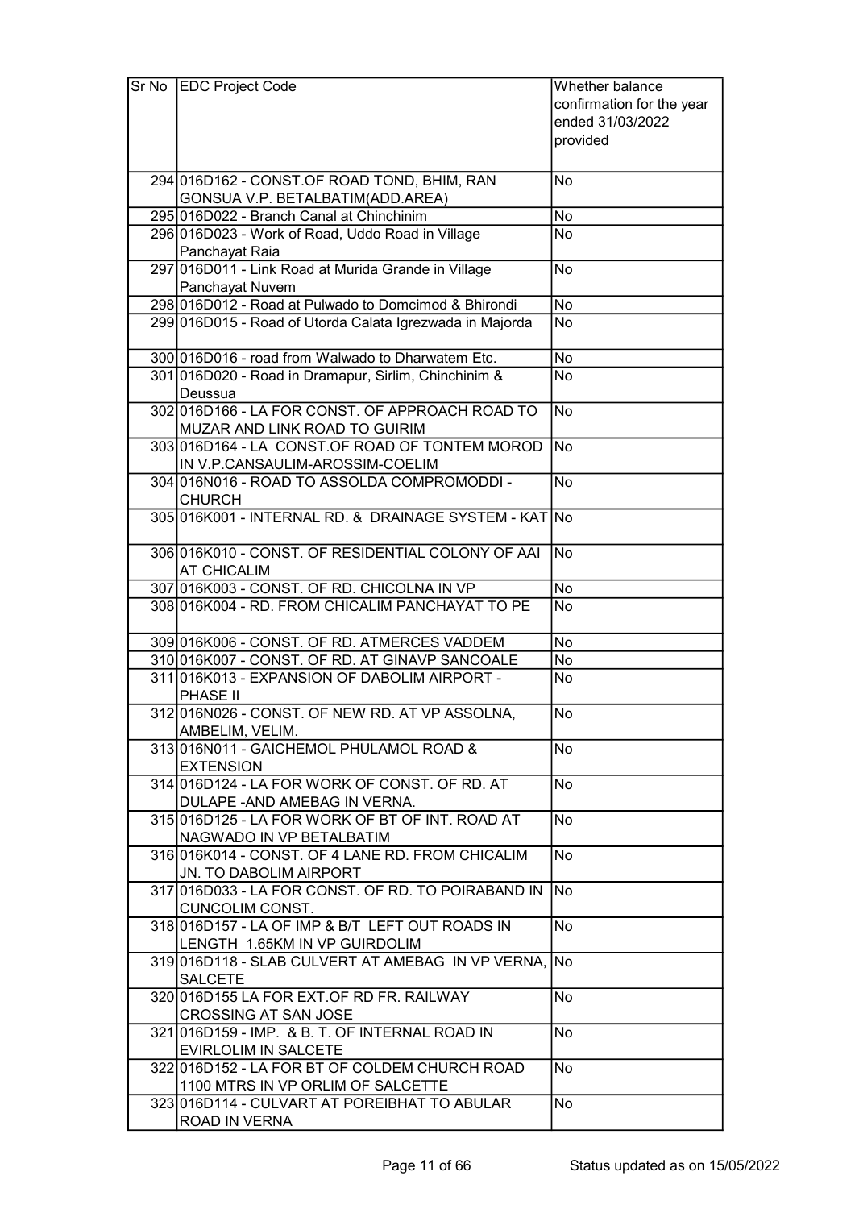| Sr No | EDC Project Code | Whether balance confirmation for the year ended 31/03/2022 provided |
|---|---|---|
| 294 | 016D162 - CONST.OF ROAD TOND, BHIM, RAN GONSUA V.P. BETALBATIM(ADD.AREA) | No |
| 295 | 016D022 - Branch Canal at Chinchinim | No |
| 296 | 016D023 - Work of Road, Uddo Road in Village Panchayat Raia | No |
| 297 | 016D011 - Link Road at Murida Grande in Village Panchayat Nuvem | No |
| 298 | 016D012 - Road at Pulwado to Domcimod & Bhirondi | No |
| 299 | 016D015 - Road of Utorda Calata Igrezwada in Majorda | No |
| 300 | 016D016 - road from Walwado to Dharwatem Etc. | No |
| 301 | 016D020 - Road in Dramapur, Sirlim, Chinchinim & Deussua | No |
| 302 | 016D166 - LA FOR CONST. OF APPROACH ROAD TO MUZAR AND LINK ROAD TO GUIRIM | No |
| 303 | 016D164 - LA CONST.OF ROAD OF TONTEM MOROD IN V.P.CANSAULIM-AROSSIM-COELIM | No |
| 304 | 016N016 - ROAD TO ASSOLDA COMPROMODDI - CHURCH | No |
| 305 | 016K001 - INTERNAL RD. & DRAINAGE SYSTEM - KAT | No |
| 306 | 016K010 - CONST. OF RESIDENTIAL COLONY OF AAI AT CHICALIM | No |
| 307 | 016K003 - CONST. OF RD. CHICOLNA IN VP | No |
| 308 | 016K004 - RD. FROM CHICALIM PANCHAYAT TO PE | No |
| 309 | 016K006 - CONST. OF RD. ATMERCES VADDEM | No |
| 310 | 016K007 - CONST. OF RD. AT GINAVP SANCOALE | No |
| 311 | 016K013 - EXPANSION OF DABOLIM AIRPORT - PHASE II | No |
| 312 | 016N026 - CONST. OF NEW RD. AT VP ASSOLNA, AMBELIM, VELIM. | No |
| 313 | 016N011 - GAICHEMOL PHULAMOL ROAD & EXTENSION | No |
| 314 | 016D124 - LA FOR WORK OF CONST. OF RD. AT DULAPE -AND AMEBAG IN VERNA. | No |
| 315 | 016D125 - LA FOR WORK OF BT OF INT. ROAD AT NAGWADO IN VP BETALBATIM | No |
| 316 | 016K014 - CONST. OF 4 LANE RD. FROM CHICALIM JN. TO DABOLIM AIRPORT | No |
| 317 | 016D033 - LA FOR CONST. OF RD. TO POIRABAND IN CUNCOLIM CONST. | No |
| 318 | 016D157 - LA OF IMP & B/T LEFT OUT ROADS IN LENGTH 1.65KM IN VP GUIRDOLIM | No |
| 319 | 016D118 - SLAB CULVERT AT AMEBAG IN VP VERNA, SALCETE | No |
| 320 | 016D155 LA FOR EXT.OF RD FR. RAILWAY CROSSING AT SAN JOSE | No |
| 321 | 016D159 - IMP. & B. T. OF INTERNAL ROAD IN EVIRLOLIM IN SALCETE | No |
| 322 | 016D152 - LA FOR BT OF COLDEM CHURCH ROAD 1100 MTRS IN VP ORLIM OF SALCETTE | No |
| 323 | 016D114 - CULVART AT POREIBHAT TO ABULAR ROAD IN VERNA | No |

Status updated as on 15/05/2022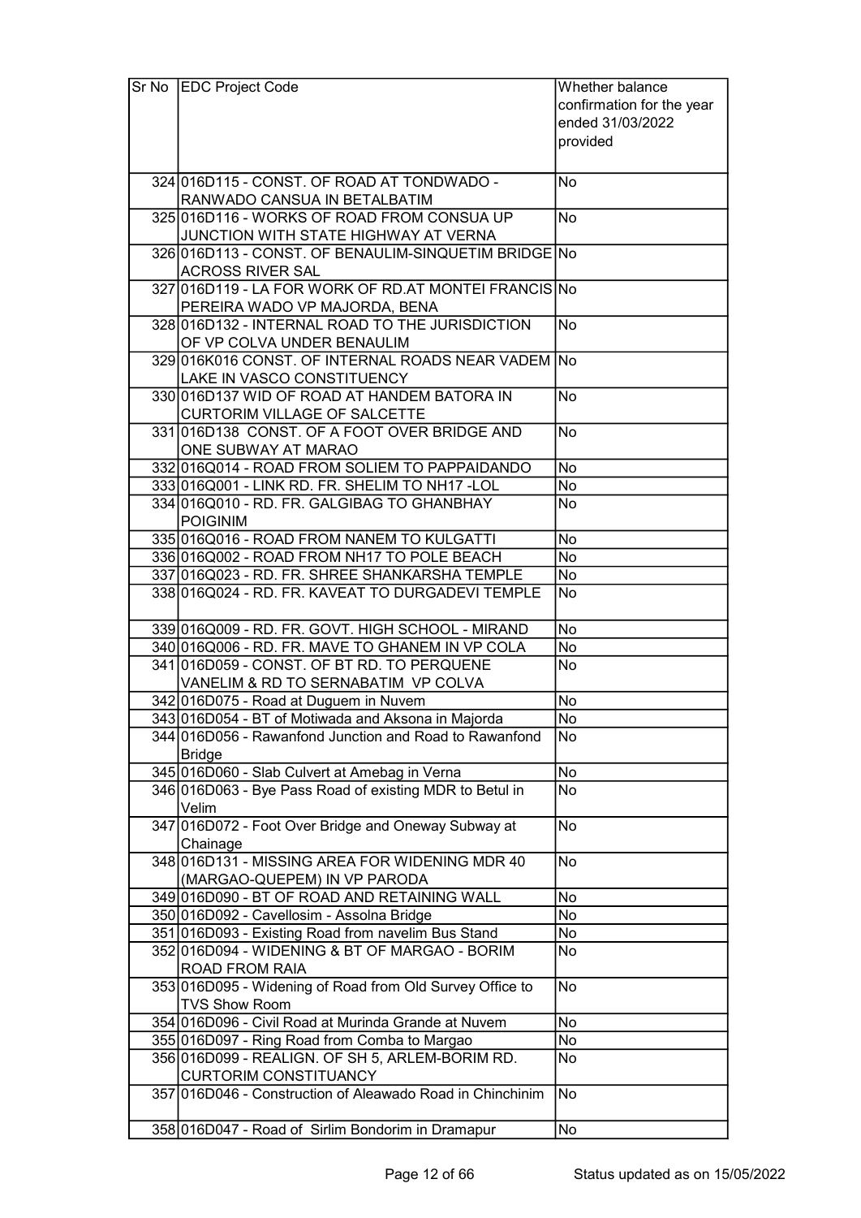| Sr No | EDC Project Code | Whether balance confirmation for the year ended 31/03/2022 provided |
|---|---|---|
| 324 | 016D115 - CONST. OF ROAD AT TONDWADO - RANWADO CANSUA IN BETALBATIM | No |
| 325 | 016D116 - WORKS OF ROAD FROM CONSUA UP JUNCTION WITH STATE HIGHWAY AT VERNA | No |
| 326 | 016D113 - CONST. OF BENAULIM-SINQUETIM BRIDGE ACROSS RIVER SAL | No |
| 327 | 016D119 - LA FOR WORK OF RD.AT MONTEI FRANCIS PEREIRA WADO VP MAJORDA, BENA | No |
| 328 | 016D132 - INTERNAL ROAD TO THE JURISDICTION OF VP COLVA UNDER BENAULIM | No |
| 329 | 016K016 CONST. OF INTERNAL ROADS NEAR VADEM LAKE IN VASCO CONSTITUENCY | No |
| 330 | 016D137 WID OF ROAD AT HANDEM BATORA IN CURTORIM VILLAGE OF SALCETTE | No |
| 331 | 016D138 CONST. OF A FOOT OVER BRIDGE AND ONE SUBWAY AT MARAO | No |
| 332 | 016Q014 - ROAD FROM SOLIEM TO PAPPAIDANDO | No |
| 333 | 016Q001 - LINK RD. FR. SHELIM TO NH17 -LOL | No |
| 334 | 016Q010 - RD. FR. GALGIBAG TO GHANBHAY POIGINIM | No |
| 335 | 016Q016 - ROAD FROM NANEM TO KULGATTI | No |
| 336 | 016Q002 - ROAD FROM NH17 TO POLE BEACH | No |
| 337 | 016Q023 - RD. FR. SHREE SHANKARSHA TEMPLE | No |
| 338 | 016Q024 - RD. FR. KAVEAT TO DURGADEVI TEMPLE | No |
| 339 | 016Q009 - RD. FR. GOVT. HIGH SCHOOL - MIRAND | No |
| 340 | 016Q006 - RD. FR. MAVE TO GHANEM IN VP COLA | No |
| 341 | 016D059 - CONST. OF BT RD. TO PERQUENE VANELIM & RD TO SERNABATIM VP COLVA | No |
| 342 | 016D075 - Road at Duguem in Nuvem | No |
| 343 | 016D054 - BT of Motiwada and Aksona in Majorda | No |
| 344 | 016D056 - Rawanfond Junction and Road to Rawanfond Bridge | No |
| 345 | 016D060 - Slab Culvert at Amebag in Verna | No |
| 346 | 016D063 - Bye Pass Road of existing MDR to Betul in Velim | No |
| 347 | 016D072 - Foot Over Bridge and Oneway Subway at Chainage | No |
| 348 | 016D131 - MISSING AREA FOR WIDENING MDR 40 (MARGAO-QUEPEM) IN VP PARODA | No |
| 349 | 016D090 - BT OF ROAD AND RETAINING WALL | No |
| 350 | 016D092 - Cavellosim - Assolna Bridge | No |
| 351 | 016D093 - Existing Road from navelim Bus Stand | No |
| 352 | 016D094 - WIDENING & BT OF MARGAO - BORIM ROAD FROM RAIA | No |
| 353 | 016D095 - Widening of Road from Old Survey Office to TVS Show Room | No |
| 354 | 016D096 - Civil Road at Murinda Grande at Nuvem | No |
| 355 | 016D097 - Ring Road from Comba to Margao | No |
| 356 | 016D099 - REALIGN. OF SH 5, ARLEM-BORIM RD. CURTORIM CONSTITUANCY | No |
| 357 | 016D046 - Construction of Aleawado Road in Chinchinim | No |
| 358 | 016D047 - Road of Sirlim Bondorim in Dramapur | No |

Status updated as on 15/05/2022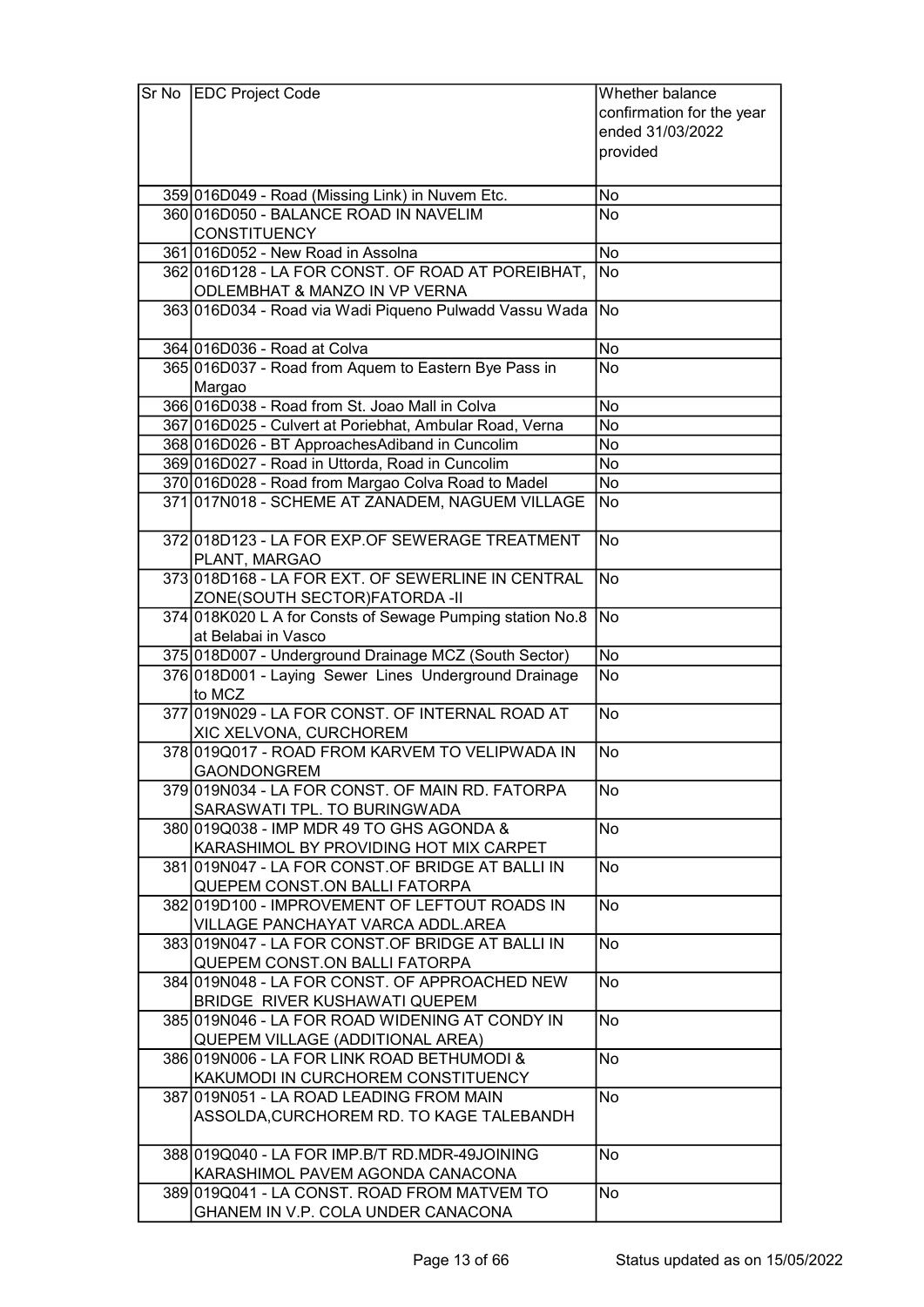| Sr No | EDC Project Code | Whether balance confirmation for the year ended 31/03/2022 provided |
|---|---|---|
| 359 | 016D049 - Road (Missing Link) in Nuvem Etc. | No |
| 360 | 016D050 - BALANCE ROAD IN NAVELIM CONSTITUENCY | No |
| 361 | 016D052 - New Road in Assolna | No |
| 362 | 016D128 - LA FOR CONST. OF ROAD AT POREIBHAT, ODLEMBHAT & MANZO IN VP VERNA | No |
| 363 | 016D034 - Road via Wadi Piqueno Pulwadd Vassu Wada | No |
| 364 | 016D036 - Road at Colva | No |
| 365 | 016D037 - Road from Aquem to Eastern Bye Pass in Margao | No |
| 366 | 016D038 - Road from St. Joao Mall in Colva | No |
| 367 | 016D025 - Culvert at Poriebhat, Ambular Road, Verna | No |
| 368 | 016D026 - BT ApproachesAdiband in Cuncolim | No |
| 369 | 016D027 - Road in Uttorda, Road in Cuncolim | No |
| 370 | 016D028 - Road from Margao Colva Road to Madel | No |
| 371 | 017N018 - SCHEME AT ZANADEM, NAGUEM VILLAGE | No |
| 372 | 018D123 - LA FOR EXP.OF SEWERAGE TREATMENT PLANT, MARGAO | No |
| 373 | 018D168 - LA FOR EXT. OF SEWERLINE IN CENTRAL ZONE(SOUTH SECTOR)FATORDA -II | No |
| 374 | 018K020 L A for Consts of Sewage Pumping station No.8 at Belabai in Vasco | No |
| 375 | 018D007 - Underground Drainage MCZ (South Sector) | No |
| 376 | 018D001 - Laying Sewer Lines Underground Drainage to MCZ | No |
| 377 | 019N029 - LA FOR CONST. OF INTERNAL ROAD AT XIC XELVONA, CURCHOREM | No |
| 378 | 019Q017 - ROAD FROM KARVEM TO VELIPWADA IN GAONDONGREM | No |
| 379 | 019N034 - LA FOR CONST. OF MAIN RD. FATORPA SARASWATI TPL. TO BURINGWADA | No |
| 380 | 019Q038 - IMP MDR 49 TO GHS AGONDA & KARASHIMOL BY PROVIDING HOT MIX CARPET | No |
| 381 | 019N047 - LA FOR CONST.OF BRIDGE AT BALLI IN QUEPEM CONST.ON BALLI FATORPA | No |
| 382 | 019D100 - IMPROVEMENT OF LEFTOUT ROADS IN VILLAGE PANCHAYAT VARCA ADDL.AREA | No |
| 383 | 019N047 - LA FOR CONST.OF BRIDGE AT BALLI IN QUEPEM CONST.ON BALLI FATORPA | No |
| 384 | 019N048 - LA FOR CONST. OF APPROACHED NEW BRIDGE RIVER KUSHAWATI QUEPEM | No |
| 385 | 019N046 - LA FOR ROAD WIDENING AT CONDY IN QUEPEM VILLAGE (ADDITIONAL AREA) | No |
| 386 | 019N006 - LA FOR LINK ROAD BETHUMODI & KAKUMODI IN CURCHOREM CONSTITUENCY | No |
| 387 | 019N051 - LA ROAD LEADING FROM MAIN ASSOLDA,CURCHOREM RD. TO KAGE TALEBANDH | No |
| 388 | 019Q040 - LA FOR IMP.B/T RD.MDR-49JOINING KARASHIMOL PAVEM AGONDA CANACONA | No |
| 389 | 019Q041 - LA CONST. ROAD FROM MATVEM TO GHANEM IN V.P. COLA UNDER CANACONA | No |

Status updated as on 15/05/2022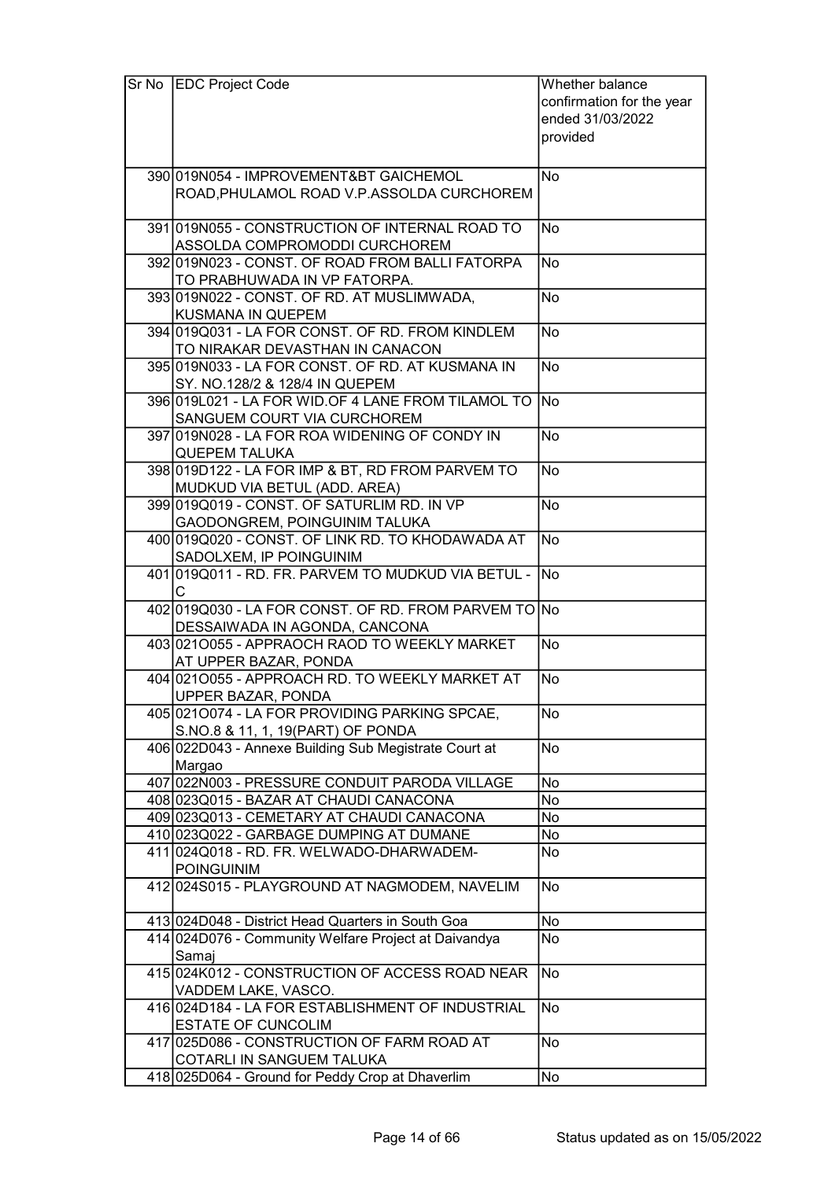| Sr No | EDC Project Code | Whether balance confirmation for the year ended 31/03/2022 provided |
|---|---|---|
| 390 | 019N054 - IMPROVEMENT&BT GAICHEMOL ROAD,PHULAMOL ROAD V.P.ASSOLDA CURCHOREM | No |
| 391 | 019N055 - CONSTRUCTION OF INTERNAL ROAD TO ASSOLDA COMPROMODDI CURCHOREM | No |
| 392 | 019N023 - CONST. OF ROAD FROM BALLI FATORPA TO PRABHUWADA IN VP FATORPA. | No |
| 393 | 019N022 - CONST. OF RD. AT MUSLIMWADA, KUSMANA IN QUEPEM | No |
| 394 | 019Q031 - LA FOR CONST. OF RD. FROM KINDLEM TO NIRAKAR DEVASTHAN IN CANACON | No |
| 395 | 019N033 - LA FOR CONST. OF RD. AT KUSMANA IN SY. NO.128/2 & 128/4 IN QUEPEM | No |
| 396 | 019L021 - LA FOR WID.OF 4 LANE FROM TILAMOL TO SANGUEM COURT VIA CURCHOREM | No |
| 397 | 019N028 - LA FOR ROA WIDENING OF CONDY IN QUEPEM TALUKA | No |
| 398 | 019D122 - LA FOR IMP & BT, RD FROM PARVEM TO MUDKUD VIA BETUL (ADD. AREA) | No |
| 399 | 019Q019 - CONST. OF SATURLIM RD. IN VP GAODONGREM, POINGUINIM TALUKA | No |
| 400 | 019Q020 - CONST. OF LINK RD. TO KHODAWADA AT SADOLXEM, IP POINGUINIM | No |
| 401 | 019Q011 - RD. FR. PARVEM TO MUDKUD VIA BETUL - C | No |
| 402 | 019Q030 - LA FOR CONST. OF RD. FROM PARVEM TO DESSAIWADA IN AGONDA, CANCONA | No |
| 403 | 021O055 - APPRAOCH RAOD TO WEEKLY MARKET AT UPPER BAZAR, PONDA | No |
| 404 | 021O055 - APPROACH RD. TO WEEKLY MARKET AT UPPER BAZAR, PONDA | No |
| 405 | 021O074 - LA FOR PROVIDING PARKING SPCAE, S.NO.8 & 11, 1, 19(PART) OF PONDA | No |
| 406 | 022D043 - Annexe Building Sub Megistrate Court at Margao | No |
| 407 | 022N003 - PRESSURE CONDUIT PARODA VILLAGE | No |
| 408 | 023Q015 - BAZAR AT CHAUDI CANACONA | No |
| 409 | 023Q013 - CEMETARY AT CHAUDI CANACONA | No |
| 410 | 023Q022 - GARBAGE DUMPING AT DUMANE | No |
| 411 | 024Q018 - RD. FR. WELWADO-DHARWADEM-POINGUINIM | No |
| 412 | 024S015 - PLAYGROUND AT NAGMODEM, NAVELIM | No |
| 413 | 024D048 - District Head Quarters in South Goa | No |
| 414 | 024D076 - Community Welfare Project at Daivandya Samaj | No |
| 415 | 024K012 - CONSTRUCTION OF ACCESS ROAD NEAR VADDEM LAKE, VASCO. | No |
| 416 | 024D184 - LA FOR ESTABLISHMENT OF INDUSTRIAL ESTATE OF CUNCOLIM | No |
| 417 | 025D086 - CONSTRUCTION OF FARM ROAD AT COTARLI IN SANGUEM TALUKA | No |
| 418 | 025D064 - Ground for Peddy Crop at Dhaverlim | No |

Status updated as on 15/05/2022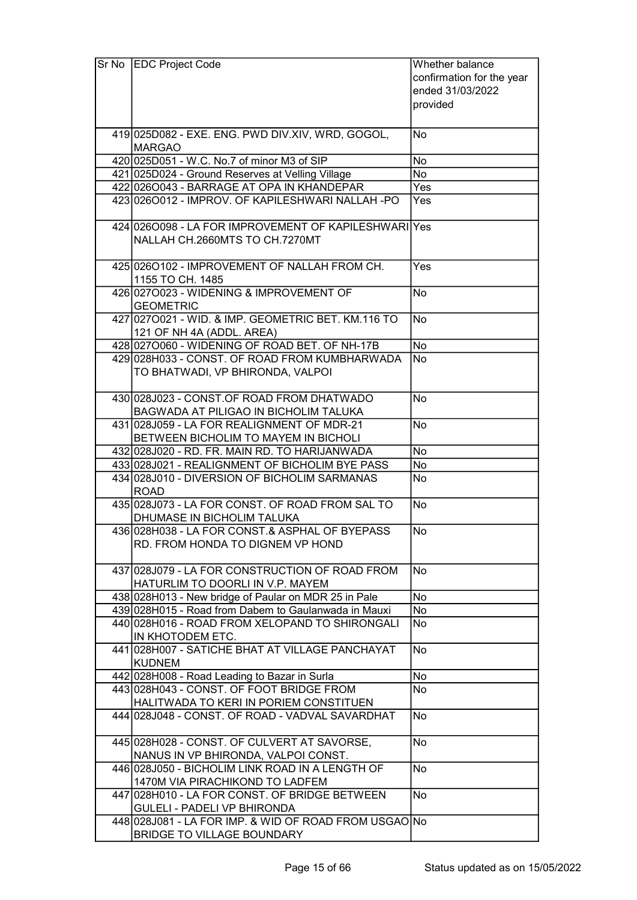| Sr No | EDC Project Code | Whether balance confirmation for the year ended 31/03/2022 provided |
|---|---|---|
| 419 | 025D082 - EXE. ENG. PWD DIV.XIV, WRD, GOGOL, MARGAO | No |
| 420 | 025D051 - W.C. No.7 of minor M3 of SIP | No |
| 421 | 025D024 - Ground Reserves at Velling Village | No |
| 422 | 026O043 - BARRAGE AT OPA IN KHANDEPAR | Yes |
| 423 | 026O012 - IMPROV. OF KAPILESHWARI NALLAH -PO | Yes |
| 424 | 026O098 - LA FOR IMPROVEMENT OF KAPILESHWARI NALLAH CH.2660MTS TO CH.7270MT | Yes |
| 425 | 026O102 - IMPROVEMENT OF NALLAH FROM CH. 1155 TO CH. 1485 | Yes |
| 426 | 027O023 - WIDENING & IMPROVEMENT OF GEOMETRIC | No |
| 427 | 027O021 - WID. & IMP. GEOMETRIC BET. KM.116 TO 121 OF NH 4A (ADDL. AREA) | No |
| 428 | 027O060 - WIDENING OF ROAD BET. OF NH-17B | No |
| 429 | 028H033 - CONST. OF ROAD FROM KUMBHARWADA TO BHATWADI, VP BHIRONDA, VALPOI | No |
| 430 | 028J023 - CONST.OF ROAD FROM DHATWADO BAGWADA AT PILIGAO IN BICHOLIM TALUKA | No |
| 431 | 028J059 - LA FOR REALIGNMENT OF MDR-21 BETWEEN BICHOLIM TO MAYEM IN BICHOLI | No |
| 432 | 028J020 - RD. FR. MAIN RD. TO HARIJANWADA | No |
| 433 | 028J021 - REALIGNMENT OF BICHOLIM BYE PASS | No |
| 434 | 028J010 - DIVERSION OF BICHOLIM SARMANAS ROAD | No |
| 435 | 028J073 - LA FOR CONST. OF ROAD FROM SAL TO DHUMASE IN BICHOLIM TALUKA | No |
| 436 | 028H038 - LA FOR CONST.& ASPHAL OF BYEPASS RD. FROM HONDA TO DIGNEM VP HOND | No |
| 437 | 028J079 - LA FOR CONSTRUCTION OF ROAD FROM HATURLIM TO DOORLI IN V.P. MAYEM | No |
| 438 | 028H013 - New bridge of Paular on MDR 25 in Pale | No |
| 439 | 028H015 - Road from Dabem to Gaulanwada in Mauxi | No |
| 440 | 028H016 - ROAD FROM XELOPAND TO SHIRONGALI IN KHOTODEM ETC. | No |
| 441 | 028H007 - SATICHE BHAT AT VILLAGE PANCHAYAT KUDNEM | No |
| 442 | 028H008 - Road Leading to Bazar in Surla | No |
| 443 | 028H043 - CONST. OF FOOT BRIDGE FROM HALITWADA TO KERI IN PORIEM CONSTITUEN | No |
| 444 | 028J048 - CONST. OF ROAD - VADVAL SAVARDHAT | No |
| 445 | 028H028 - CONST. OF CULVERT AT SAVORSE, NANUS IN VP BHIRONDA, VALPOI CONST. | No |
| 446 | 028J050 - BICHOLIM LINK ROAD IN A LENGTH OF 1470M VIA PIRACHIKOND TO LADFEM | No |
| 447 | 028H010 - LA FOR CONST. OF BRIDGE BETWEEN GULELI - PADELI VP BHIRONDA | No |
| 448 | 028J081 - LA FOR IMP. & WID OF ROAD FROM USGAO BRIDGE TO VILLAGE BOUNDARY | No |

Status updated as on 15/05/2022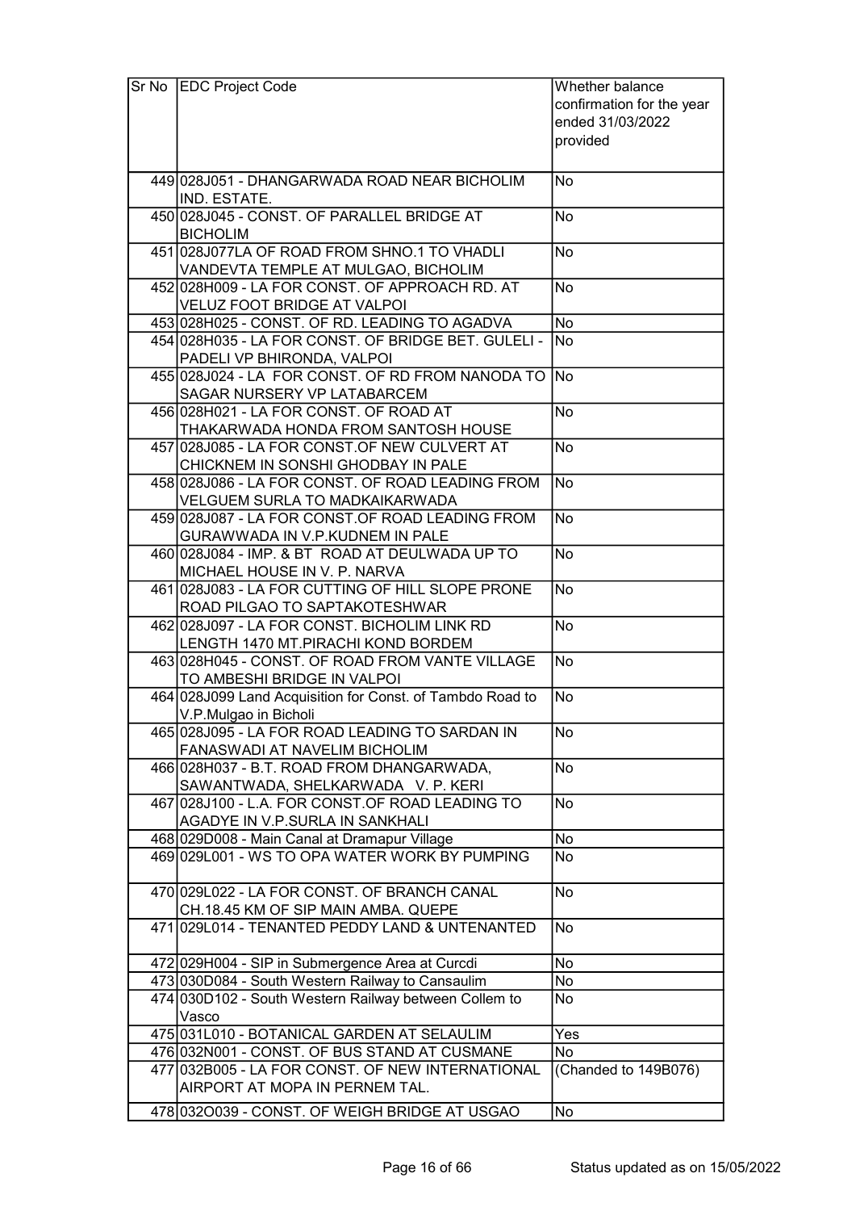| Sr No | EDC Project Code | Whether balance confirmation for the year ended 31/03/2022 provided |
|---|---|---|
| 449 | 028J051 - DHANGARWADA ROAD NEAR BICHOLIM IND. ESTATE. | No |
| 450 | 028J045 - CONST. OF PARALLEL BRIDGE AT BICHOLIM | No |
| 451 | 028J077LA OF ROAD FROM SHNO.1 TO VHADLI VANDEVTA TEMPLE AT MULGAO, BICHOLIM | No |
| 452 | 028H009 - LA FOR CONST. OF APPROACH RD. AT VELUZ FOOT BRIDGE AT VALPOI | No |
| 453 | 028H025 - CONST. OF RD. LEADING TO AGADVA | No |
| 454 | 028H035 - LA FOR CONST. OF BRIDGE BET. GULELI - PADELI VP BHIRONDA, VALPOI | No |
| 455 | 028J024 - LA FOR CONST. OF RD FROM NANODA TO SAGAR NURSERY VP LATABARCEM | No |
| 456 | 028H021 - LA FOR CONST. OF ROAD AT THAKARWADA HONDA FROM SANTOSH HOUSE | No |
| 457 | 028J085 - LA FOR CONST.OF NEW CULVERT AT CHICKNEM IN SONSHI GHODBAY IN PALE | No |
| 458 | 028J086 - LA FOR CONST. OF ROAD LEADING FROM VELGUEM SURLA TO MADKAIKARWADA | No |
| 459 | 028J087 - LA FOR CONST.OF ROAD LEADING FROM GURAWWADA IN V.P.KUDNEM IN PALE | No |
| 460 | 028J084 - IMP. & BT ROAD AT DEULWADA UP TO MICHAEL HOUSE IN V. P. NARVA | No |
| 461 | 028J083 - LA FOR CUTTING OF HILL SLOPE PRONE ROAD PILGAO TO SAPTAKOTESHWAR | No |
| 462 | 028J097 - LA FOR CONST. BICHOLIM LINK RD LENGTH 1470 MT.PIRACHI KOND BORDEM | No |
| 463 | 028H045 - CONST. OF ROAD FROM VANTE VILLAGE TO AMBESHI BRIDGE IN VALPOI | No |
| 464 | 028J099 Land Acquisition for Const. of Tambdo Road to V.P.Mulgao in Bicholi | No |
| 465 | 028J095 - LA FOR ROAD LEADING TO SARDAN IN FANASWADI AT NAVELIM BICHOLIM | No |
| 466 | 028H037 - B.T. ROAD FROM DHANGARWADA, SAWANTWADA, SHELKARWADA V. P. KERI | No |
| 467 | 028J100 - L.A. FOR CONST.OF ROAD LEADING TO AGADYE IN V.P.SURLA IN SANKHALI | No |
| 468 | 029D008 - Main Canal at Dramapur Village | No |
| 469 | 029L001 - WS TO OPA WATER WORK BY PUMPING | No |
| 470 | 029L022 - LA FOR CONST. OF BRANCH CANAL CH.18.45 KM OF SIP MAIN AMBA. QUEPE | No |
| 471 | 029L014 - TENANTED PEDDY LAND & UNTENANTED | No |
| 472 | 029H004 - SIP in Submergence Area at Curcdi | No |
| 473 | 030D084 - South Western Railway to Cansaulim | No |
| 474 | 030D102 - South Western Railway between Collem to Vasco | No |
| 475 | 031L010 - BOTANICAL GARDEN AT SELAULIM | Yes |
| 476 | 032N001 - CONST. OF BUS STAND AT CUSMANE | No |
| 477 | 032B005 - LA FOR CONST. OF NEW INTERNATIONAL AIRPORT AT MOPA IN PERNEM TAL. | (Chanded to 149B076) |
| 478 | 032O039 - CONST. OF WEIGH BRIDGE AT USGAO | No |

Status updated as on 15/05/2022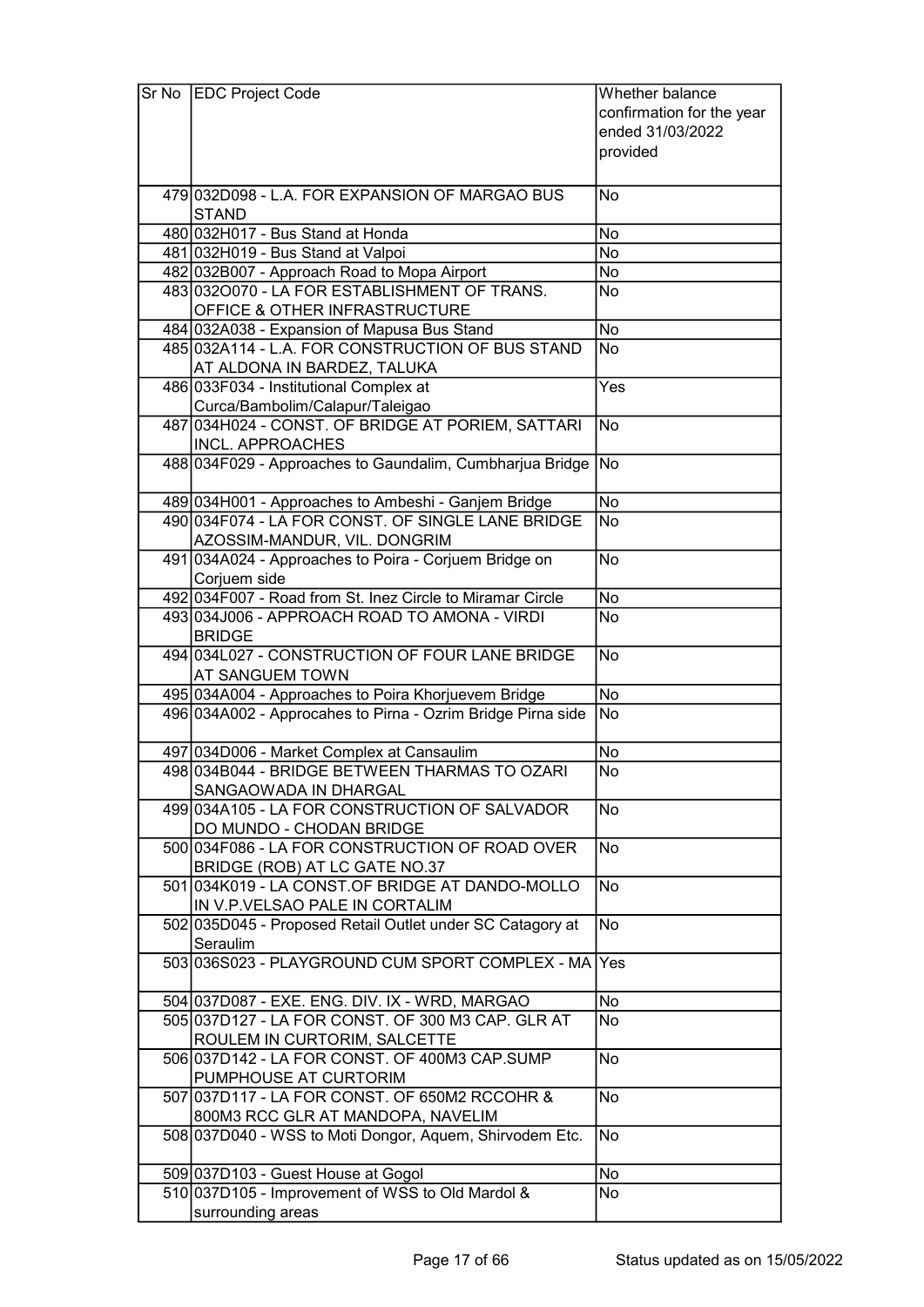| Sr No | EDC Project Code | Whether balance confirmation for the year ended 31/03/2022 provided |
|---|---|---|
| 479 | 032D098 - L.A. FOR EXPANSION OF MARGAO BUS STAND | No |
| 480 | 032H017 - Bus Stand at Honda | No |
| 481 | 032H019 - Bus Stand at Valpoi | No |
| 482 | 032B007 - Approach Road to Mopa Airport | No |
| 483 | 032O070 - LA FOR ESTABLISHMENT OF TRANS. OFFICE & OTHER INFRASTRUCTURE | No |
| 484 | 032A038 - Expansion of Mapusa Bus Stand | No |
| 485 | 032A114 - L.A. FOR CONSTRUCTION OF BUS STAND AT ALDONA IN BARDEZ, TALUKA | No |
| 486 | 033F034 - Institutional Complex at Curca/Bambolim/Calapur/Taleigao | Yes |
| 487 | 034H024 - CONST. OF BRIDGE AT PORIEM, SATTARI INCL. APPROACHES | No |
| 488 | 034F029 - Approaches to Gaundalim, Cumbharjua Bridge | No |
| 489 | 034H001 - Approaches to Ambeshi - Ganjem Bridge | No |
| 490 | 034F074 - LA FOR CONST. OF SINGLE LANE BRIDGE AZOSSIM-MANDUR, VIL. DONGRIM | No |
| 491 | 034A024 - Approaches to Poira - Corjuem Bridge on Corjuem side | No |
| 492 | 034F007 - Road from St. Inez Circle to Miramar Circle | No |
| 493 | 034J006 - APPROACH ROAD TO AMONA - VIRDI BRIDGE | No |
| 494 | 034L027 - CONSTRUCTION OF FOUR LANE BRIDGE AT SANGUEM TOWN | No |
| 495 | 034A004 - Approaches to Poira Khorjuevem Bridge | No |
| 496 | 034A002 - Approcahes to Pirna - Ozrim Bridge Pirna side | No |
| 497 | 034D006 - Market Complex at Cansaulim | No |
| 498 | 034B044 - BRIDGE BETWEEN THARMAS TO OZARI SANGAOWADA IN DHARGAL | No |
| 499 | 034A105 - LA FOR CONSTRUCTION OF SALVADOR DO MUNDO - CHODAN BRIDGE | No |
| 500 | 034F086 - LA FOR CONSTRUCTION OF ROAD OVER BRIDGE (ROB) AT LC GATE NO.37 | No |
| 501 | 034K019 - LA CONST.OF BRIDGE AT DANDO-MOLLO IN V.P.VELSAO PALE IN CORTALIM | No |
| 502 | 035D045 - Proposed Retail Outlet under SC Catagory at Seraulim | No |
| 503 | 036S023 - PLAYGROUND CUM SPORT COMPLEX - MA | Yes |
| 504 | 037D087 - EXE. ENG. DIV. IX - WRD, MARGAO | No |
| 505 | 037D127 - LA FOR CONST. OF 300 M3 CAP. GLR AT ROULEM IN CURTORIM, SALCETTE | No |
| 506 | 037D142 - LA FOR CONST. OF 400M3 CAP.SUMP PUMPHOUSE AT CURTORIM | No |
| 507 | 037D117 - LA FOR CONST. OF 650M2 RCCOHR & 800M3 RCC GLR AT MANDOPA, NAVELIM | No |
| 508 | 037D040 - WSS to Moti Dongor, Aquem, Shirvodem Etc. | No |
| 509 | 037D103 - Guest House at Gogol | No |
| 510 | 037D105 - Improvement of WSS to Old Mardol & surrounding areas | No |

Status updated as on 15/05/2022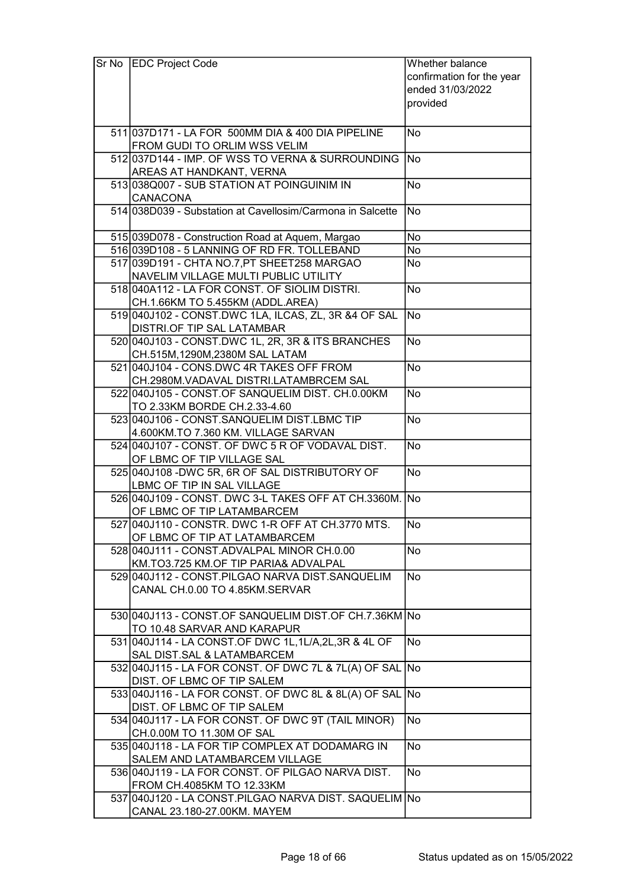| Sr No | EDC Project Code | Whether balance confirmation for the year ended 31/03/2022 provided |
|---|---|---|
| 511 | 037D171 - LA FOR 500MM DIA & 400 DIA PIPELINE FROM GUDI TO ORLIM WSS VELIM | No |
| 512 | 037D144 - IMP. OF WSS TO VERNA & SURROUNDING AREAS AT HANDKANT, VERNA | No |
| 513 | 038Q007 - SUB STATION AT POINGUINIM IN CANACONA | No |
| 514 | 038D039 - Substation at Cavellosim/Carmona in Salcette | No |
| 515 | 039D078 - Construction Road at Aquem, Margao | No |
| 516 | 039D108 - 5 LANNING OF RD FR. TOLLEBAND | No |
| 517 | 039D191 - CHTA NO.7,PT SHEET258 MARGAO NAVELIM VILLAGE MULTI PUBLIC UTILITY | No |
| 518 | 040A112 - LA FOR CONST. OF SIOLIM DISTRI. CH.1.66KM TO 5.455KM (ADDL.AREA) | No |
| 519 | 040J102 - CONST.DWC 1LA, ILCAS, ZL, 3R &4 OF SAL DISTRI.OF TIP SAL LATAMBAR | No |
| 520 | 040J103 - CONST.DWC 1L, 2R, 3R & ITS BRANCHES CH.515M,1290M,2380M SAL LATAM | No |
| 521 | 040J104 - CONS.DWC 4R TAKES OFF FROM CH.2980M.VADAVAL DISTRI.LATAMBRCEM SAL | No |
| 522 | 040J105 - CONST.OF SANQUELIM DIST. CH.0.00KM TO 2.33KM BORDE CH.2.33-4.60 | No |
| 523 | 040J106 - CONST.SANQUELIM DIST.LBMC TIP 4.600KM.TO 7.360 KM. VILLAGE SARVAN | No |
| 524 | 040J107 - CONST. OF DWC 5 R OF VODAVAL DIST. OF LBMC OF TIP VILLAGE SAL | No |
| 525 | 040J108 -DWC 5R, 6R OF SAL DISTRIBUTORY OF LBMC OF TIP IN SAL VILLAGE | No |
| 526 | 040J109 - CONST. DWC 3-L TAKES OFF AT CH.3360M. OF LBMC OF TIP LATAMBARCEM | No |
| 527 | 040J110 - CONSTR. DWC 1-R OFF AT CH.3770 MTS. OF LBMC OF TIP AT LATAMBARCEM | No |
| 528 | 040J111 - CONST.ADVALPAL MINOR CH.0.00 KM.TO3.725 KM.OF TIP PARIA& ADVALPAL | No |
| 529 | 040J112 - CONST.PILGAO NARVA DIST.SANQUELIM CANAL CH.0.00 TO 4.85KM.SERVAR | No |
| 530 | 040J113 - CONST.OF SANQUELIM DIST.OF CH.7.36KM TO 10.48 SARVAR AND KARAPUR | No |
| 531 | 040J114 - LA CONST.OF DWC 1L,1L/A,2L,3R & 4L OF SAL DIST.SAL & LATAMBARCEM | No |
| 532 | 040J115 - LA FOR CONST. OF DWC 7L & 7L(A) OF SAL DIST. OF LBMC OF TIP SALEM | No |
| 533 | 040J116 - LA FOR CONST. OF DWC 8L & 8L(A) OF SAL DIST. OF LBMC OF TIP SALEM | No |
| 534 | 040J117 - LA FOR CONST. OF DWC 9T (TAIL MINOR) CH.0.00M TO 11.30M OF SAL | No |
| 535 | 040J118 - LA FOR TIP COMPLEX AT DODAMARG IN SALEM AND LATAMBARCEM VILLAGE | No |
| 536 | 040J119 - LA FOR CONST. OF PILGAO NARVA DIST. FROM CH.4085KM TO 12.33KM | No |
| 537 | 040J120 - LA CONST.PILGAO NARVA DIST. SAQUELIM CANAL 23.180-27.00KM. MAYEM | No |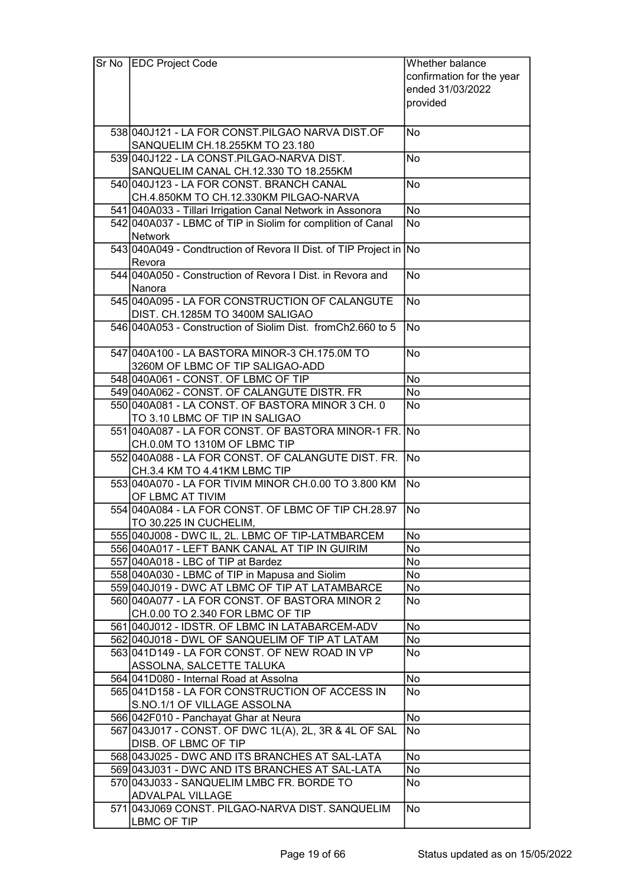| Sr No | EDC Project Code | Whether balance confirmation for the year ended 31/03/2022 provided |
|---|---|---|
| 538 | 040J121 - LA FOR CONST.PILGAO NARVA DIST.OF SANQUELIM CH.18.255KM TO 23.180 | No |
| 539 | 040J122 - LA CONST.PILGAO-NARVA DIST. SANQUELIM CANAL CH.12.330 TO 18.255KM | No |
| 540 | 040J123 - LA FOR CONST. BRANCH CANAL CH.4.850KM TO CH.12.330KM PILGAO-NARVA | No |
| 541 | 040A033 - Tillari Irrigation Canal Network in Assonora | No |
| 542 | 040A037 - LBMC of TIP in Siolim for complition of Canal Network | No |
| 543 | 040A049 - Condtruction of Revora II Dist. of TIP Project in Revora | No |
| 544 | 040A050 - Construction of Revora I Dist. in Revora and Nanora | No |
| 545 | 040A095 - LA FOR CONSTRUCTION OF CALANGUTE DIST. CH.1285M TO 3400M SALIGAO | No |
| 546 | 040A053 - Construction of Siolim Dist. fromCh2.660 to 5 | No |
| 547 | 040A100 - LA BASTORA MINOR-3 CH.175.0M TO 3260M OF LBMC OF TIP SALIGAO-ADD | No |
| 548 | 040A061 - CONST. OF LBMC OF TIP | No |
| 549 | 040A062 - CONST. OF CALANGUTE DISTR. FR | No |
| 550 | 040A081 - LA CONST. OF BASTORA MINOR 3 CH. 0 TO 3.10 LBMC OF TIP IN SALIGAO | No |
| 551 | 040A087 - LA FOR CONST. OF BASTORA MINOR-1 FR. CH.0.0M TO 1310M OF LBMC TIP | No |
| 552 | 040A088 - LA FOR CONST. OF CALANGUTE DIST. FR. CH.3.4 KM TO 4.41KM LBMC TIP | No |
| 553 | 040A070 - LA FOR TIVIM MINOR CH.0.00 TO 3.800 KM OF LBMC AT TIVIM | No |
| 554 | 040A084 - LA FOR CONST. OF LBMC OF TIP CH.28.97 TO 30.225 IN CUCHELIM, | No |
| 555 | 040J008 - DWC IL, 2L. LBMC OF TIP-LATMBARCEM | No |
| 556 | 040A017 - LEFT BANK CANAL AT TIP IN GUIRIM | No |
| 557 | 040A018 - LBC of TIP at Bardez | No |
| 558 | 040A030 - LBMC of TIP in Mapusa and Siolim | No |
| 559 | 040J019 - DWC AT LBMC OF TIP AT LATAMBARCE | No |
| 560 | 040A077 - LA FOR CONST. OF BASTORA MINOR 2 CH.0.00 TO 2.340 FOR LBMC OF TIP | No |
| 561 | 040J012 - IDSTR. OF LBMC IN LATABARCEM-ADV | No |
| 562 | 040J018 - DWL OF SANQUELIM OF TIP AT LATAM | No |
| 563 | 041D149 - LA FOR CONST. OF NEW ROAD IN VP ASSOLNA, SALCETTE TALUKA | No |
| 564 | 041D080 - Internal Road at Assolna | No |
| 565 | 041D158 - LA FOR CONSTRUCTION OF ACCESS IN S.NO.1/1 OF VILLAGE ASSOLNA | No |
| 566 | 042F010 - Panchayat Ghar at Neura | No |
| 567 | 043J017 - CONST. OF DWC 1L(A), 2L, 3R & 4L OF SAL DISB. OF LBMC OF TIP | No |
| 568 | 043J025 - DWC AND ITS BRANCHES AT SAL-LATA | No |
| 569 | 043J031 - DWC AND ITS BRANCHES AT SAL-LATA | No |
| 570 | 043J033 - SANQUELIM LMBC FR. BORDE TO ADVALPAL VILLAGE | No |
| 571 | 043J069 CONST. PILGAO-NARVA DIST. SANQUELIM LBMC OF TIP | No |

Status updated as on 15/05/2022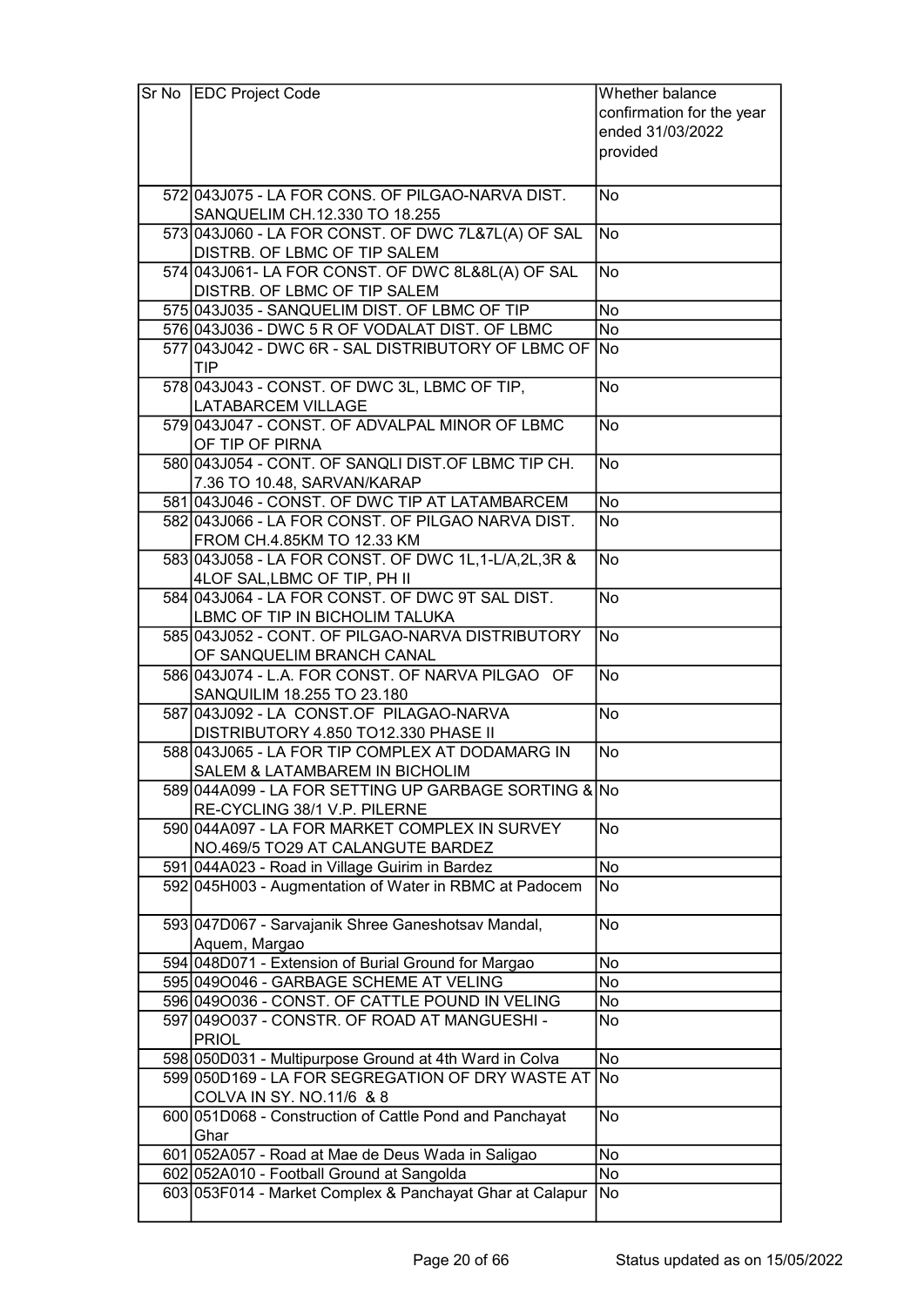| Sr No | EDC Project Code | Whether balance confirmation for the year ended 31/03/2022 provided |
|---|---|---|
| 572 | 043J075 - LA FOR CONS. OF PILGAO-NARVA DIST. SANQUELIM CH.12.330 TO 18.255 | No |
| 573 | 043J060 - LA FOR CONST. OF DWC 7L&7L(A) OF SAL DISTRB. OF LBMC OF TIP SALEM | No |
| 574 | 043J061- LA FOR CONST. OF DWC 8L&8L(A) OF SAL DISTRB. OF LBMC OF TIP SALEM | No |
| 575 | 043J035 - SANQUELIM DIST. OF LBMC OF TIP | No |
| 576 | 043J036 - DWC 5 R OF VODALAT DIST. OF LBMC | No |
| 577 | 043J042 - DWC 6R - SAL DISTRIBUTORY OF LBMC OF TIP | No |
| 578 | 043J043 - CONST. OF DWC 3L, LBMC OF TIP, LATABARCEM VILLAGE | No |
| 579 | 043J047 - CONST. OF ADVALPAL MINOR OF LBMC OF TIP OF PIRNA | No |
| 580 | 043J054 - CONT. OF SANQLI DIST.OF LBMC TIP CH. 7.36 TO 10.48, SARVAN/KARAP | No |
| 581 | 043J046 - CONST. OF DWC TIP AT LATAMBARCEM | No |
| 582 | 043J066 - LA FOR CONST. OF PILGAO NARVA DIST. FROM CH.4.85KM TO 12.33 KM | No |
| 583 | 043J058 - LA FOR CONST. OF DWC 1L,1-L/A,2L,3R & 4LOF SAL,LBMC OF TIP, PH II | No |
| 584 | 043J064 - LA FOR CONST. OF DWC 9T SAL DIST. LBMC OF TIP IN BICHOLIM TALUKA | No |
| 585 | 043J052 - CONT. OF PILGAO-NARVA DISTRIBUTORY OF SANQUELIM BRANCH CANAL | No |
| 586 | 043J074 - L.A. FOR CONST. OF NARVA PILGAO OF SANQUILIM 18.255 TO 23.180 | No |
| 587 | 043J092 - LA CONST.OF PILAGAO-NARVA DISTRIBUTORY 4.850 TO12.330 PHASE II | No |
| 588 | 043J065 - LA FOR TIP COMPLEX AT DODAMARG IN SALEM & LATAMBAREM IN BICHOLIM | No |
| 589 | 044A099 - LA FOR SETTING UP GARBAGE SORTING & RE-CYCLING 38/1 V.P. PILERNE | No |
| 590 | 044A097 - LA FOR MARKET COMPLEX IN SURVEY NO.469/5 TO29 AT CALANGUTE BARDEZ | No |
| 591 | 044A023 - Road in Village Guirim in Bardez | No |
| 592 | 045H003 - Augmentation of Water in RBMC at Padocem | No |
| 593 | 047D067 - Sarvajanik Shree Ganeshotsav Mandal, Aquem, Margao | No |
| 594 | 048D071 - Extension of Burial Ground for Margao | No |
| 595 | 049O046 - GARBAGE SCHEME AT VELING | No |
| 596 | 049O036 - CONST. OF CATTLE POUND IN VELING | No |
| 597 | 049O037 - CONSTR. OF ROAD AT MANGUESHI - PRIOL | No |
| 598 | 050D031 - Multipurpose Ground at 4th Ward in Colva | No |
| 599 | 050D169 - LA FOR SEGREGATION OF DRY WASTE AT COLVA IN SY. NO.11/6 & 8 | No |
| 600 | 051D068 - Construction of Cattle Pond and Panchayat Ghar | No |
| 601 | 052A057 - Road at Mae de Deus Wada in Saligao | No |
| 602 | 052A010 - Football Ground at Sangolda | No |
| 603 | 053F014 - Market Complex & Panchayat Ghar at Calapur | No |

Status updated as on 15/05/2022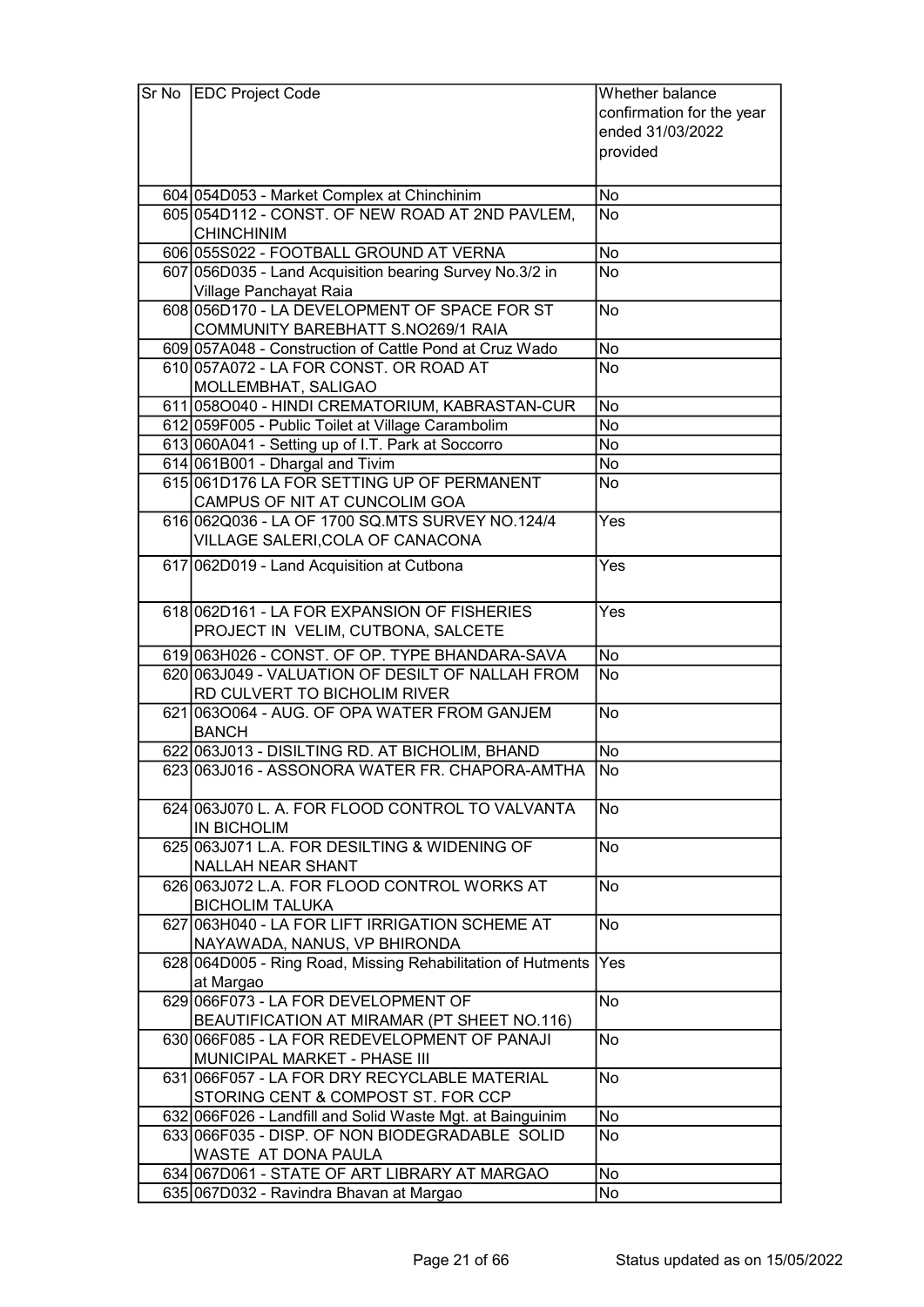| Sr No | EDC Project Code | Whether balance confirmation for the year ended 31/03/2022 provided |
|---|---|---|
| 604 | 054D053 - Market Complex at Chinchinim | No |
| 605 | 054D112 - CONST. OF NEW ROAD AT 2ND PAVLEM, CHINCHINIM | No |
| 606 | 055S022 - FOOTBALL GROUND AT VERNA | No |
| 607 | 056D035 - Land Acquisition bearing Survey No.3/2 in Village Panchayat Raia | No |
| 608 | 056D170 - LA DEVELOPMENT OF SPACE FOR ST COMMUNITY BAREBHATT S.NO269/1 RAIA | No |
| 609 | 057A048 - Construction of Cattle Pond at Cruz Wado | No |
| 610 | 057A072 - LA FOR CONST. OR ROAD AT MOLLEMBHAT, SALIGAO | No |
| 611 | 058O040 - HINDI CREMATORIUM, KABRASTAN-CUR | No |
| 612 | 059F005 - Public Toilet at Village Carambolim | No |
| 613 | 060A041 - Setting up of I.T. Park at Soccorro | No |
| 614 | 061B001 - Dhargal and Tivim | No |
| 615 | 061D176 LA FOR SETTING UP OF PERMANENT CAMPUS OF NIT AT CUNCOLIM GOA | No |
| 616 | 062Q036 - LA OF 1700 SQ.MTS SURVEY NO.124/4 VILLAGE SALERI,COLA OF CANACONA | Yes |
| 617 | 062D019 - Land Acquisition at Cutbona | Yes |
| 618 | 062D161 - LA FOR EXPANSION OF FISHERIES PROJECT IN VELIM, CUTBONA, SALCETE | Yes |
| 619 | 063H026 - CONST. OF OP. TYPE BHANDARA-SAVA | No |
| 620 | 063J049 - VALUATION OF DESILT OF NALLAH FROM RD CULVERT TO BICHOLIM RIVER | No |
| 621 | 063O064 - AUG. OF OPA WATER FROM GANJEM BANCH | No |
| 622 | 063J013 - DISILTING RD. AT BICHOLIM, BHAND | No |
| 623 | 063J016 - ASSONORA WATER FR. CHAPORA-AMTHA | No |
| 624 | 063J070 L. A. FOR FLOOD CONTROL TO VALVANTA IN BICHOLIM | No |
| 625 | 063J071 L.A. FOR DESILTING & WIDENING OF NALLAH NEAR SHANT | No |
| 626 | 063J072 L.A. FOR FLOOD CONTROL WORKS AT BICHOLIM TALUKA | No |
| 627 | 063H040 - LA FOR LIFT IRRIGATION SCHEME AT NAYAWADA, NANUS, VP BHIRONDA | No |
| 628 | 064D005 - Ring Road, Missing Rehabilitation of Hutments at Margao | Yes |
| 629 | 066F073 - LA FOR DEVELOPMENT OF BEAUTIFICATION AT MIRAMAR (PT SHEET NO.116) | No |
| 630 | 066F085 - LA FOR REDEVELOPMENT OF PANAJI MUNICIPAL MARKET - PHASE III | No |
| 631 | 066F057 - LA FOR DRY RECYCLABLE MATERIAL STORING CENT & COMPOST ST. FOR CCP | No |
| 632 | 066F026 - Landfill and Solid Waste Mgt. at Bainguinim | No |
| 633 | 066F035 - DISP. OF NON BIODEGRADABLE SOLID WASTE AT DONA PAULA | No |
| 634 | 067D061 - STATE OF ART LIBRARY AT MARGAO | No |
| 635 | 067D032 - Ravindra Bhavan at Margao | No |

Status updated as on 15/05/2022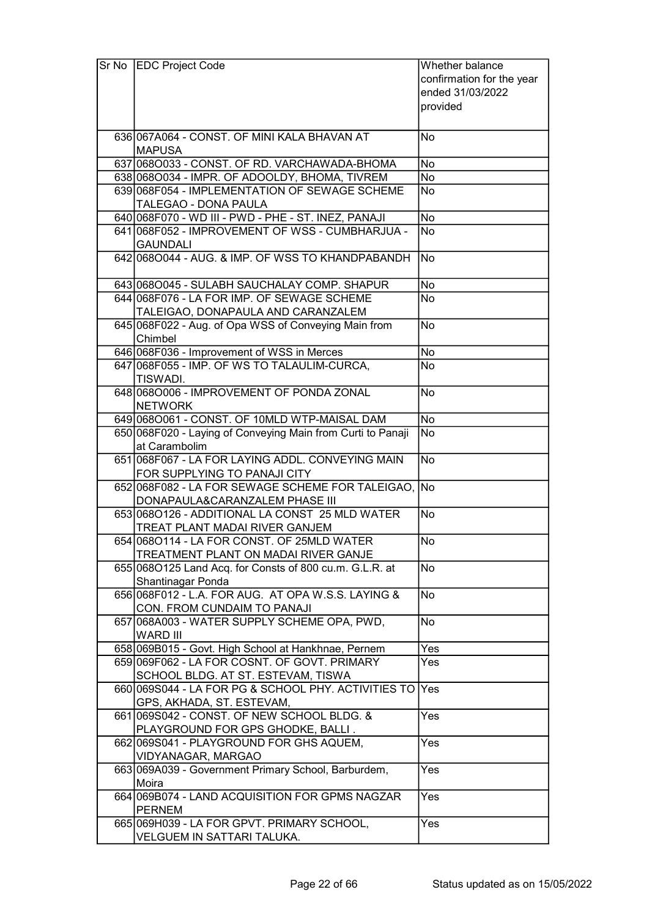| Sr No | EDC Project Code | Whether balance confirmation for the year ended 31/03/2022 provided |
|---|---|---|
| 636 | 067A064 - CONST. OF MINI KALA BHAVAN AT MAPUSA | No |
| 637 | 068O033 - CONST. OF RD. VARCHAWADA-BHOMA | No |
| 638 | 068O034 - IMPR. OF ADOOLDY, BHOMA, TIVREM | No |
| 639 | 068F054 - IMPLEMENTATION OF SEWAGE SCHEME TALEGAO - DONA PAULA | No |
| 640 | 068F070 - WD III - PWD - PHE - ST. INEZ, PANAJI | No |
| 641 | 068F052 - IMPROVEMENT OF WSS - CUMBHARJUA - GAUNDALI | No |
| 642 | 068O044 - AUG. & IMP. OF WSS TO KHANDPABANDH | No |
| 643 | 068O045 - SULABH SAUCHALAY COMP. SHAPUR | No |
| 644 | 068F076 - LA FOR IMP. OF SEWAGE SCHEME TALEIGAO, DONAPAULA AND CARANZALEM | No |
| 645 | 068F022 - Aug. of Opa WSS of Conveying Main from Chimbel | No |
| 646 | 068F036 - Improvement of WSS in Merces | No |
| 647 | 068F055 - IMP. OF WS TO TALAULIM-CURCA, TISWADI. | No |
| 648 | 068O006 - IMPROVEMENT OF PONDA ZONAL NETWORK | No |
| 649 | 068O061 - CONST. OF 10MLD WTP-MAISAL DAM | No |
| 650 | 068F020 - Laying of Conveying Main from Curti to Panaji at Carambolim | No |
| 651 | 068F067 - LA FOR LAYING ADDL. CONVEYING MAIN FOR SUPPLYING TO PANAJI CITY | No |
| 652 | 068F082 - LA FOR SEWAGE SCHEME FOR TALEIGAO, DONAPAULA&CARANZALEM PHASE III | No |
| 653 | 068O126 - ADDITIONAL LA CONST 25 MLD WATER TREAT PLANT MADAI RIVER GANJEM | No |
| 654 | 068O114 - LA FOR CONST. OF 25MLD WATER TREATMENT PLANT ON MADAI RIVER GANJE | No |
| 655 | 068O125 Land Acq. for Consts of 800 cu.m. G.L.R. at Shantinagar Ponda | No |
| 656 | 068F012 - L.A. FOR AUG. AT OPA W.S.S. LAYING & CON. FROM CUNDAIM TO PANAJI | No |
| 657 | 068A003 - WATER SUPPLY SCHEME OPA, PWD, WARD III | No |
| 658 | 069B015 - Govt. High School at Hankhnae, Pernem | Yes |
| 659 | 069F062 - LA FOR COSNT. OF GOVT. PRIMARY SCHOOL BLDG. AT ST. ESTEVAM, TISWA | Yes |
| 660 | 069S044 - LA FOR PG & SCHOOL PHY. ACTIVITIES TO GPS, AKHADA, ST. ESTEVAM, | Yes |
| 661 | 069S042 - CONST. OF NEW SCHOOL BLDG. & PLAYGROUND FOR GPS GHODKE, BALLI . | Yes |
| 662 | 069S041 - PLAYGROUND FOR GHS AQUEM, VIDYANAGAR, MARGAO | Yes |
| 663 | 069A039 - Government Primary School, Barburdem, Moira | Yes |
| 664 | 069B074 - LAND ACQUISITION FOR GPMS NAGZAR PERNEM | Yes |
| 665 | 069H039 - LA FOR GPVT. PRIMARY SCHOOL, VELGUEM IN SATTARI TALUKA. | Yes |

Status updated as on 15/05/2022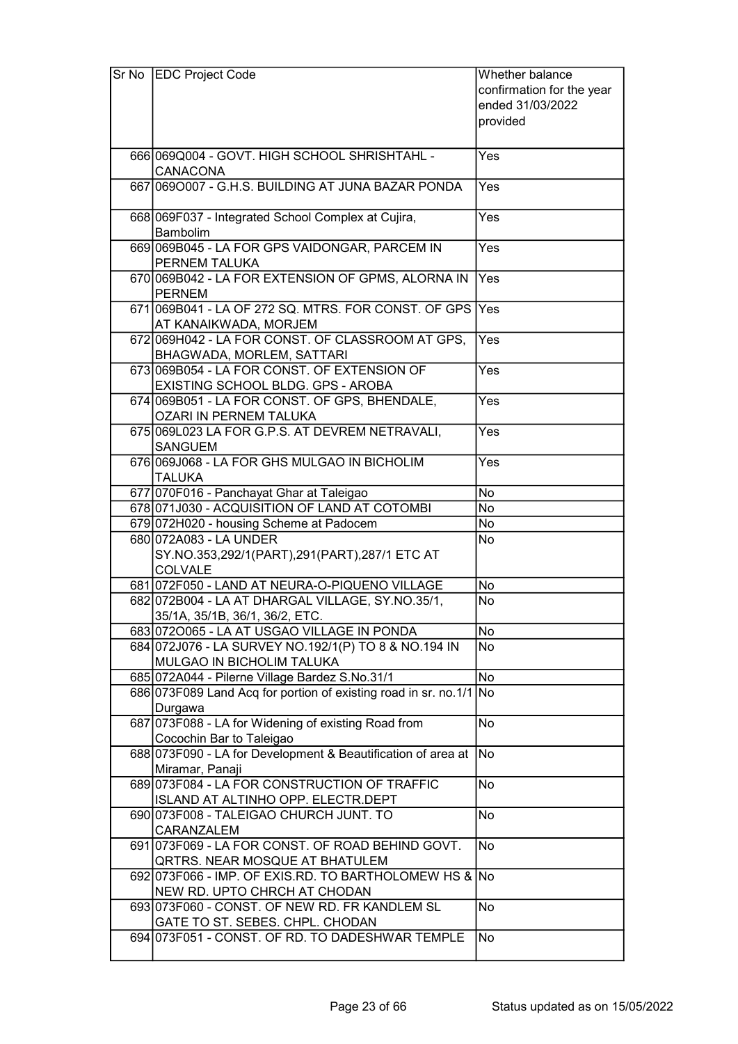| Sr No | EDC Project Code | Whether balance confirmation for the year ended 31/03/2022 provided |
|---|---|---|
| 666 | 069Q004 - GOVT. HIGH SCHOOL SHRISHTAHL - CANACONA | Yes |
| 667 | 069O007 - G.H.S. BUILDING AT JUNA BAZAR PONDA | Yes |
| 668 | 069F037 - Integrated School Complex at Cujira, Bambolim | Yes |
| 669 | 069B045 - LA FOR GPS VAIDONGAR, PARCEM IN PERNEM TALUKA | Yes |
| 670 | 069B042 - LA FOR EXTENSION OF GPMS, ALORNA IN PERNEM | Yes |
| 671 | 069B041 - LA OF 272 SQ. MTRS. FOR CONST. OF GPS AT KANAIKWADA, MORJEM | Yes |
| 672 | 069H042 - LA FOR CONST. OF CLASSROOM AT GPS, BHAGWADA, MORLEM, SATTARI | Yes |
| 673 | 069B054 - LA FOR CONST. OF EXTENSION OF EXISTING SCHOOL BLDG. GPS - AROBA | Yes |
| 674 | 069B051 - LA FOR CONST. OF GPS, BHENDALE, OZARI IN PERNEM TALUKA | Yes |
| 675 | 069L023 LA FOR G.P.S. AT DEVREM NETRAVALI, SANGUEM | Yes |
| 676 | 069J068 - LA FOR GHS MULGAO IN BICHOLIM TALUKA | Yes |
| 677 | 070F016 - Panchayat Ghar at Taleigao | No |
| 678 | 071J030 - ACQUISITION OF LAND AT COTOMBI | No |
| 679 | 072H020 - housing Scheme at Padocem | No |
| 680 | 072A083 - LA UNDER SY.NO.353,292/1(PART),291(PART),287/1 ETC AT COLVALE | No |
| 681 | 072F050 - LAND AT NEURA-O-PIQUENO VILLAGE | No |
| 682 | 072B004 - LA AT DHARGAL VILLAGE, SY.NO.35/1, 35/1A, 35/1B, 36/1, 36/2, ETC. | No |
| 683 | 072O065 - LA AT USGAO VILLAGE IN PONDA | No |
| 684 | 072J076 - LA SURVEY NO.192/1(P) TO 8 & NO.194 IN MULGAO IN BICHOLIM TALUKA | No |
| 685 | 072A044 - Pilerne Village Bardez S.No.31/1 | No |
| 686 | 073F089 Land Acq for portion of existing road in sr. no.1/1 Durgawa | No |
| 687 | 073F088 - LA for Widening of existing Road from Cocochin Bar to Taleigao | No |
| 688 | 073F090 - LA for Development & Beautification of area at Miramar, Panaji | No |
| 689 | 073F084 - LA FOR CONSTRUCTION OF TRAFFIC ISLAND AT ALTINHO OPP. ELECTR.DEPT | No |
| 690 | 073F008 - TALEIGAO CHURCH JUNT. TO CARANZALEM | No |
| 691 | 073F069 - LA FOR CONST. OF ROAD BEHIND GOVT. QRTRS. NEAR MOSQUE AT BHATULEM | No |
| 692 | 073F066 - IMP. OF EXIS.RD. TO BARTHOLOMEW HS & NEW RD. UPTO CHRCH AT CHODAN | No |
| 693 | 073F060 - CONST. OF NEW RD. FR KANDLEM SL GATE TO ST. SEBES. CHPL. CHODAN | No |
| 694 | 073F051 - CONST. OF RD. TO DADESHWAR TEMPLE | No |

Status updated as on 15/05/2022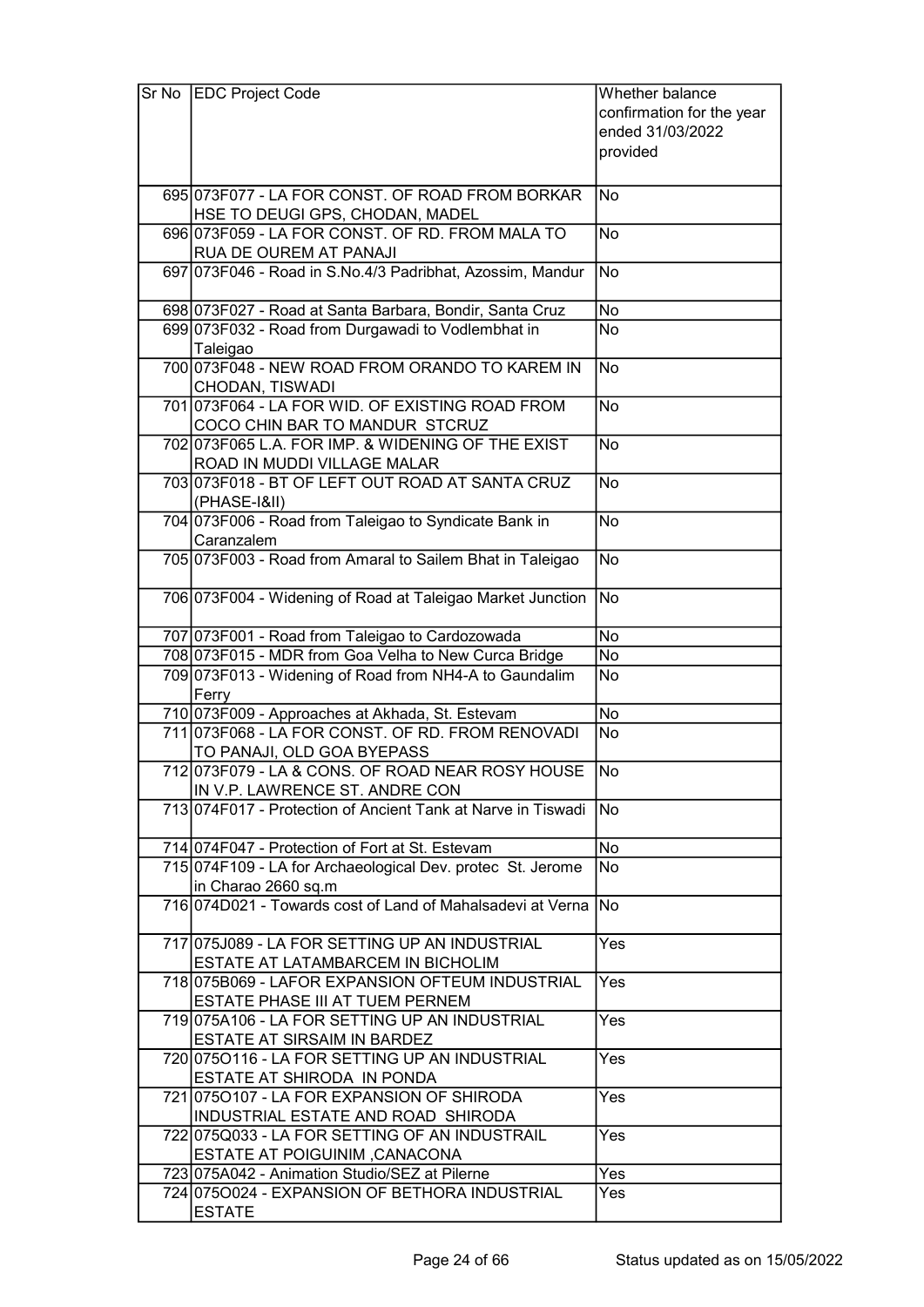| Sr No | EDC Project Code | Whether balance confirmation for the year ended 31/03/2022 provided |
|---|---|---|
| 695 | 073F077 - LA FOR CONST. OF ROAD FROM BORKAR HSE TO DEUGI GPS, CHODAN, MADEL | No |
| 696 | 073F059 - LA FOR CONST. OF RD. FROM MALA TO RUA DE OUREM AT PANAJI | No |
| 697 | 073F046 - Road in S.No.4/3 Padribhat, Azossim, Mandur | No |
| 698 | 073F027 - Road at Santa Barbara, Bondir, Santa Cruz | No |
| 699 | 073F032 - Road from Durgawadi to Vodlembhat in Taleigao | No |
| 700 | 073F048 - NEW ROAD FROM ORANDO TO KAREM IN CHODAN, TISWADI | No |
| 701 | 073F064 - LA FOR WID. OF EXISTING ROAD FROM COCO CHIN BAR TO MANDUR STCRUZ | No |
| 702 | 073F065 L.A. FOR IMP. & WIDENING OF THE EXIST ROAD IN MUDDI VILLAGE MALAR | No |
| 703 | 073F018 - BT OF LEFT OUT ROAD AT SANTA CRUZ (PHASE-I&II) | No |
| 704 | 073F006 - Road from Taleigao to Syndicate Bank in Caranzalem | No |
| 705 | 073F003 - Road from Amaral to Sailem Bhat in Taleigao | No |
| 706 | 073F004 - Widening of Road at Taleigao Market Junction | No |
| 707 | 073F001 - Road from Taleigao to Cardozowada | No |
| 708 | 073F015 - MDR from Goa Velha to New Curca Bridge | No |
| 709 | 073F013 - Widening of Road from NH4-A to Gaundalim Ferry | No |
| 710 | 073F009 - Approaches at Akhada, St. Estevam | No |
| 711 | 073F068 - LA FOR CONST. OF RD. FROM RENOVADI TO PANAJI, OLD GOA BYEPASS | No |
| 712 | 073F079 - LA & CONS. OF ROAD NEAR ROSY HOUSE IN V.P. LAWRENCE ST. ANDRE CON | No |
| 713 | 074F017 - Protection of Ancient Tank at Narve in Tiswadi | No |
| 714 | 074F047 - Protection of Fort at St. Estevam | No |
| 715 | 074F109 - LA for Archaeological Dev. protec St. Jerome in Charao 2660 sq.m | No |
| 716 | 074D021 - Towards cost of Land of Mahalsadevi at Verna | No |
| 717 | 075J089 - LA FOR SETTING UP AN INDUSTRIAL ESTATE AT LATAMBARCEM IN BICHOLIM | Yes |
| 718 | 075B069 - LAFOR EXPANSION OFTEUM INDUSTRIAL ESTATE PHASE III AT TUEM PERNEM | Yes |
| 719 | 075A106 - LA FOR SETTING UP AN INDUSTRIAL ESTATE AT SIRSAIM IN BARDEZ | Yes |
| 720 | 075O116 - LA FOR SETTING UP AN INDUSTRIAL ESTATE AT SHIRODA IN PONDA | Yes |
| 721 | 075O107 - LA FOR EXPANSION OF SHIRODA INDUSTRIAL ESTATE AND ROAD SHIRODA | Yes |
| 722 | 075Q033 - LA FOR SETTING OF AN INDUSTRAIL ESTATE AT POIGUINIM ,CANACONA | Yes |
| 723 | 075A042 - Animation Studio/SEZ at Pilerne | Yes |
| 724 | 075O024 - EXPANSION OF BETHORA INDUSTRIAL ESTATE | Yes |

Status updated as on 15/05/2022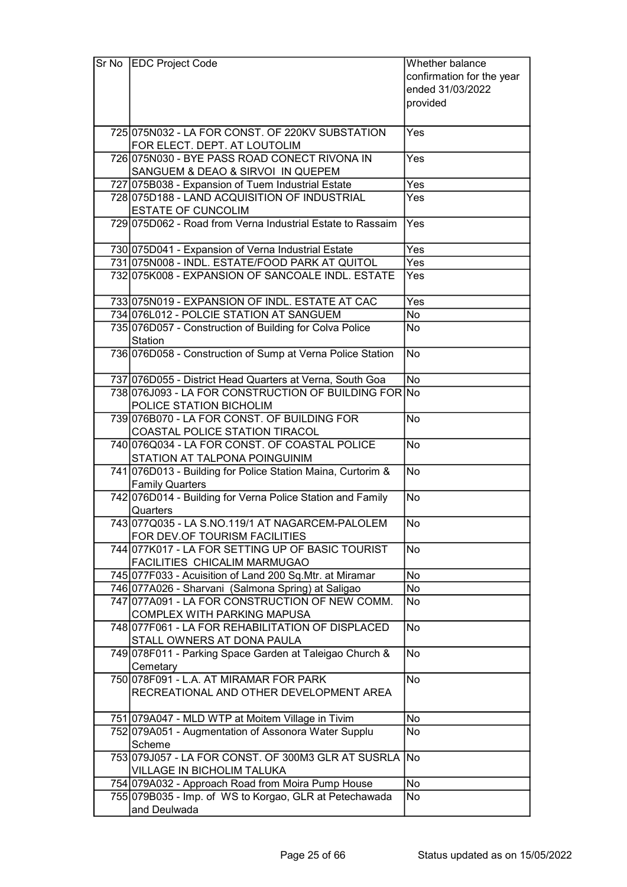| Sr No | EDC Project Code | Whether balance confirmation for the year ended 31/03/2022 provided |
|---|---|---|
| 725 | 075N032 - LA FOR CONST. OF 220KV SUBSTATION FOR ELECT. DEPT. AT LOUTOLIM | Yes |
| 726 | 075N030 - BYE PASS ROAD CONECT RIVONA IN SANGUEM & DEAO & SIRVOI IN QUEPEM | Yes |
| 727 | 075B038 - Expansion of Tuem Industrial Estate | Yes |
| 728 | 075D188 - LAND ACQUISITION OF INDUSTRIAL ESTATE OF CUNCOLIM | Yes |
| 729 | 075D062 - Road from Verna Industrial Estate to Rassaim | Yes |
| 730 | 075D041 - Expansion of Verna Industrial Estate | Yes |
| 731 | 075N008 - INDL. ESTATE/FOOD PARK AT QUITOL | Yes |
| 732 | 075K008 - EXPANSION OF SANCOALE INDL. ESTATE | Yes |
| 733 | 075N019 - EXPANSION OF INDL. ESTATE AT CAC | Yes |
| 734 | 076L012 - POLCIE STATION AT SANGUEM | No |
| 735 | 076D057 - Construction of Building for Colva Police Station | No |
| 736 | 076D058 - Construction of Sump at Verna Police Station | No |
| 737 | 076D055 - District Head Quarters at Verna, South Goa | No |
| 738 | 076J093 - LA FOR CONSTRUCTION OF BUILDING FOR POLICE STATION BICHOLIM | No |
| 739 | 076B070 - LA FOR CONST. OF BUILDING FOR COASTAL POLICE STATION TIRACOL | No |
| 740 | 076Q034 - LA FOR CONST. OF COASTAL POLICE STATION AT TALPONA POINGUINIM | No |
| 741 | 076D013 - Building for Police Station Maina, Curtorim & Family Quarters | No |
| 742 | 076D014 - Building for Verna Police Station and Family Quarters | No |
| 743 | 077Q035 - LA S.NO.119/1 AT NAGARCEM-PALOLEM FOR DEV.OF TOURISM FACILITIES | No |
| 744 | 077K017 - LA FOR SETTING UP OF BASIC TOURIST FACILITIES CHICALIM MARMUGAO | No |
| 745 | 077F033 - Acuisition of Land 200 Sq.Mtr. at Miramar | No |
| 746 | 077A026 - Sharvani (Salmona Spring) at Saligao | No |
| 747 | 077A091 - LA FOR CONSTRUCTION OF NEW COMM. COMPLEX WITH PARKING MAPUSA | No |
| 748 | 077F061 - LA FOR REHABILITATION OF DISPLACED STALL OWNERS AT DONA PAULA | No |
| 749 | 078F011 - Parking Space Garden at Taleigao Church & Cemetary | No |
| 750 | 078F091 - L.A. AT MIRAMAR FOR PARK RECREATIONAL AND OTHER DEVELOPMENT AREA | No |
| 751 | 079A047 - MLD WTP at Moitem Village in Tivim | No |
| 752 | 079A051 - Augmentation of Assonora Water Supplu Scheme | No |
| 753 | 079J057 - LA FOR CONST. OF 300M3 GLR AT SUSRLA VILLAGE IN BICHOLIM TALUKA | No |
| 754 | 079A032 - Approach Road from Moira Pump House | No |
| 755 | 079B035 - Imp. of WS to Korgao, GLR at Petechawada and Deulwada | No |

Status updated as on 15/05/2022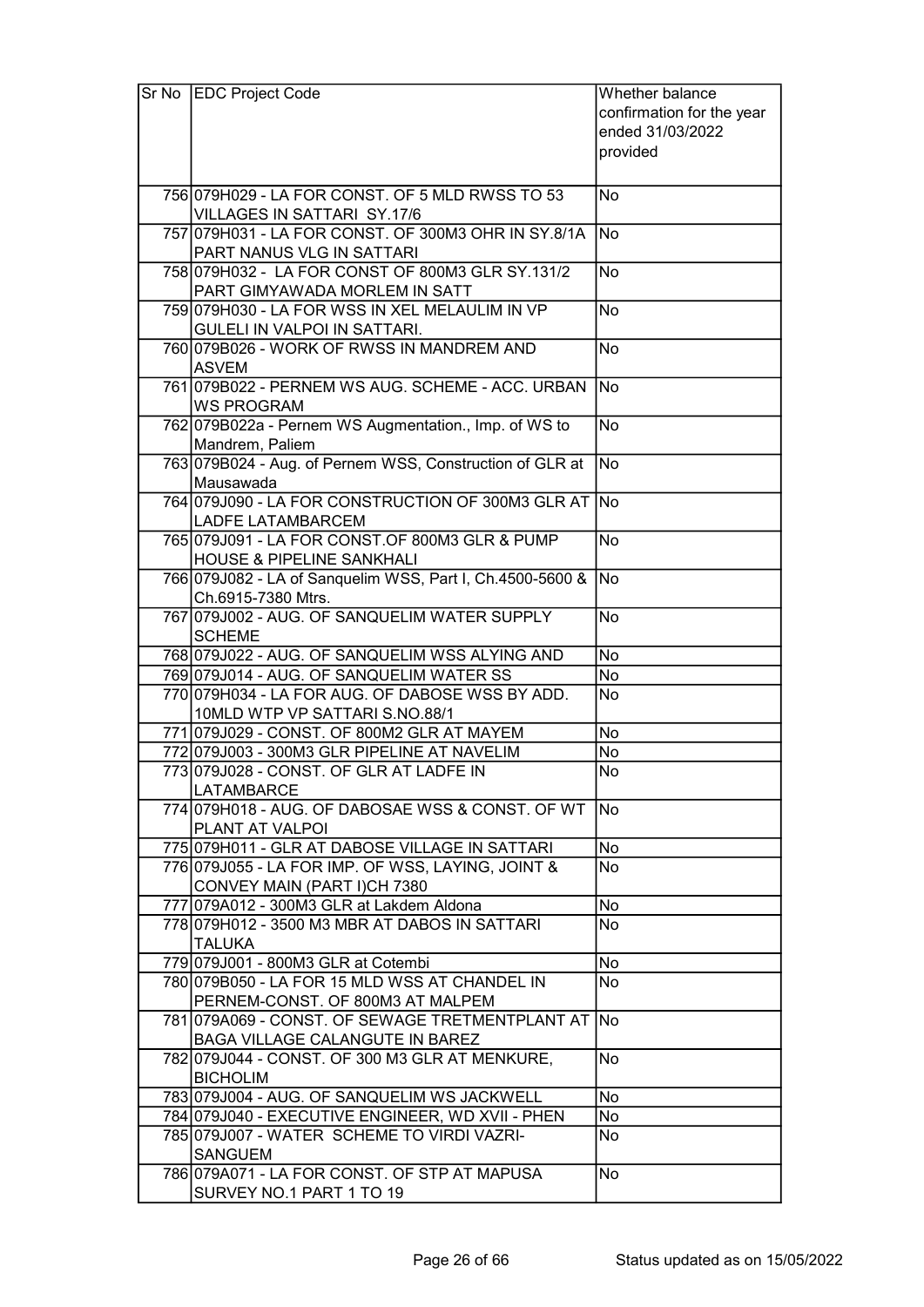| Sr No | EDC Project Code | Whether balance confirmation for the year ended 31/03/2022 provided |
|---|---|---|
| 756 | 079H029 - LA FOR CONST. OF 5 MLD RWSS TO 53 VILLAGES IN SATTARI SY.17/6 | No |
| 757 | 079H031 - LA FOR CONST. OF 300M3 OHR IN SY.8/1A PART NANUS VLG IN SATTARI | No |
| 758 | 079H032 - LA FOR CONST OF 800M3 GLR SY.131/2 PART GIMYAWADA MORLEM IN SATT | No |
| 759 | 079H030 - LA FOR WSS IN XEL MELAULIM IN VP GULELI IN VALPOI IN SATTARI. | No |
| 760 | 079B026 - WORK OF RWSS IN MANDREM AND ASVEM | No |
| 761 | 079B022 - PERNEM WS AUG. SCHEME - ACC. URBAN WS PROGRAM | No |
| 762 | 079B022a - Pernem WS Augmentation., Imp. of WS to Mandrem, Paliem | No |
| 763 | 079B024 - Aug. of Pernem WSS, Construction of GLR at Mausawada | No |
| 764 | 079J090 - LA FOR CONSTRUCTION OF 300M3 GLR AT LADFE LATAMBARCEM | No |
| 765 | 079J091 - LA FOR CONST.OF 800M3 GLR & PUMP HOUSE & PIPELINE SANKHALI | No |
| 766 | 079J082 - LA of Sanquelim WSS, Part I, Ch.4500-5600 & Ch.6915-7380 Mtrs. | No |
| 767 | 079J002 - AUG. OF SANQUELIM WATER SUPPLY SCHEME | No |
| 768 | 079J022 - AUG. OF SANQUELIM WSS ALYING AND | No |
| 769 | 079J014 - AUG. OF SANQUELIM WATER SS | No |
| 770 | 079H034 - LA FOR AUG. OF DABOSE WSS BY ADD. 10MLD WTP VP SATTARI S.NO.88/1 | No |
| 771 | 079J029 - CONST. OF 800M2 GLR AT MAYEM | No |
| 772 | 079J003 - 300M3 GLR PIPELINE AT NAVELIM | No |
| 773 | 079J028 - CONST. OF GLR AT LADFE IN LATAMBARCE | No |
| 774 | 079H018 - AUG. OF DABOSAE WSS & CONST. OF WT PLANT AT VALPOI | No |
| 775 | 079H011 - GLR AT DABOSE VILLAGE IN SATTARI | No |
| 776 | 079J055 - LA FOR IMP. OF WSS, LAYING, JOINT & CONVEY MAIN (PART I)CH 7380 | No |
| 777 | 079A012 - 300M3 GLR at Lakdem Aldona | No |
| 778 | 079H012 - 3500 M3 MBR AT DABOS IN SATTARI TALUKA | No |
| 779 | 079J001 - 800M3 GLR at Cotembi | No |
| 780 | 079B050 - LA FOR 15 MLD WSS AT CHANDEL IN PERNEM-CONST. OF 800M3 AT MALPEM | No |
| 781 | 079A069 - CONST. OF SEWAGE TRETMENTPLANT AT BAGA VILLAGE CALANGUTE IN BAREZ | No |
| 782 | 079J044 - CONST. OF 300 M3 GLR AT MENKURE, BICHOLIM | No |
| 783 | 079J004 - AUG. OF SANQUELIM WS JACKWELL | No |
| 784 | 079J040 - EXECUTIVE ENGINEER, WD XVII - PHEN | No |
| 785 | 079J007 - WATER SCHEME TO VIRDI VAZRI-SANGUEM | No |
| 786 | 079A071 - LA FOR CONST. OF STP AT MAPUSA SURVEY NO.1 PART 1 TO 19 | No |

Status updated as on 15/05/2022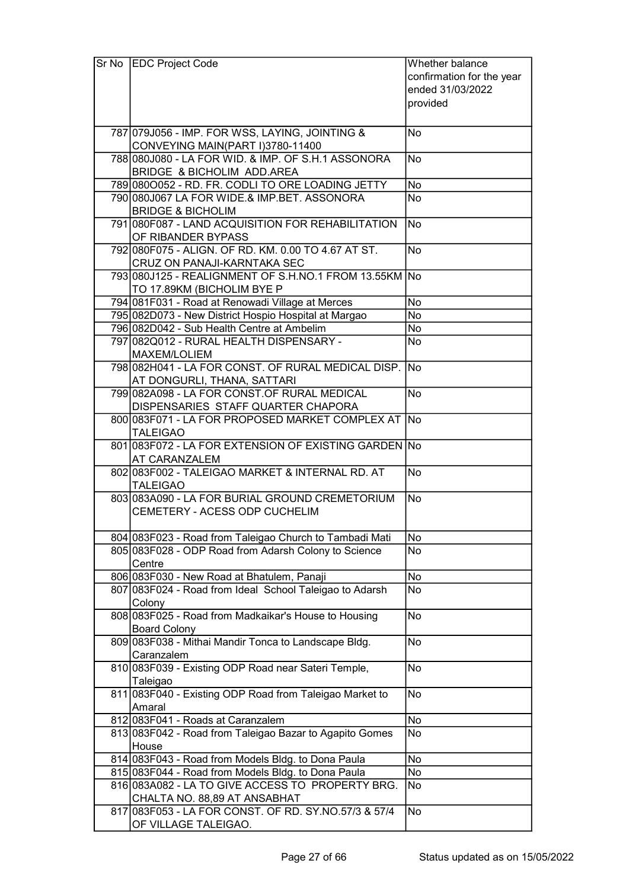| Sr No | EDC Project Code | Whether balance confirmation for the year ended 31/03/2022 provided |
|---|---|---|
| 787 | 079J056 - IMP. FOR WSS, LAYING, JOINTING & CONVEYING MAIN(PART I)3780-11400 | No |
| 788 | 080J080 - LA FOR WID. & IMP. OF S.H.1 ASSONORA BRIDGE & BICHOLIM ADD.AREA | No |
| 789 | 080O052 - RD. FR. CODLI TO ORE LOADING JETTY | No |
| 790 | 080J067 LA FOR WIDE.& IMP.BET. ASSONORA BRIDGE & BICHOLIM | No |
| 791 | 080F087 - LAND ACQUISITION FOR REHABILITATION OF RIBANDER BYPASS | No |
| 792 | 080F075 - ALIGN. OF RD. KM. 0.00 TO 4.67 AT ST. CRUZ ON PANAJI-KARNTAKA SEC | No |
| 793 | 080J125 - REALIGNMENT OF S.H.NO.1 FROM 13.55KM TO 17.89KM (BICHOLIM BYE P | No |
| 794 | 081F031 - Road at Renowadi Village at Merces | No |
| 795 | 082D073 - New District Hospio Hospital at Margao | No |
| 796 | 082D042 - Sub Health Centre at Ambelim | No |
| 797 | 082Q012 - RURAL HEALTH DISPENSARY - MAXEM/LOLIEM | No |
| 798 | 082H041 - LA FOR CONST. OF RURAL MEDICAL DISP. AT DONGURLI, THANA, SATTARI | No |
| 799 | 082A098 - LA FOR CONST.OF RURAL MEDICAL DISPENSARIES STAFF QUARTER CHAPORA | No |
| 800 | 083F071 - LA FOR PROPOSED MARKET COMPLEX AT TALEIGAO | No |
| 801 | 083F072 - LA FOR EXTENSION OF EXISTING GARDEN AT CARANZALEM | No |
| 802 | 083F002 - TALEIGAO MARKET & INTERNAL RD. AT TALEIGAO | No |
| 803 | 083A090 - LA FOR BURIAL GROUND CREMETORIUM CEMETERY - ACESS ODP CUCHELIM | No |
| 804 | 083F023 - Road from Taleigao Church to Tambadi Mati | No |
| 805 | 083F028 - ODP Road from Adarsh Colony to Science Centre | No |
| 806 | 083F030 - New Road at Bhatulem, Panaji | No |
| 807 | 083F024 - Road from Ideal School Taleigao to Adarsh Colony | No |
| 808 | 083F025 - Road from Madkaikar's House to Housing Board Colony | No |
| 809 | 083F038 - Mithai Mandir Tonca to Landscape Bldg. Caranzalem | No |
| 810 | 083F039 - Existing ODP Road near Sateri Temple, Taleigao | No |
| 811 | 083F040 - Existing ODP Road from Taleigao Market to Amaral | No |
| 812 | 083F041 - Roads at Caranzalem | No |
| 813 | 083F042 - Road from Taleigao Bazar to Agapito Gomes House | No |
| 814 | 083F043 - Road from Models Bldg. to Dona Paula | No |
| 815 | 083F044 - Road from Models Bldg. to Dona Paula | No |
| 816 | 083A082 - LA TO GIVE ACCESS TO PROPERTY BRG. CHALTA NO. 88,89 AT ANSABHAT | No |
| 817 | 083F053 - LA FOR CONST. OF RD. SY.NO.57/3 & 57/4 OF VILLAGE TALEIGAO. | No |

Status updated as on 15/05/2022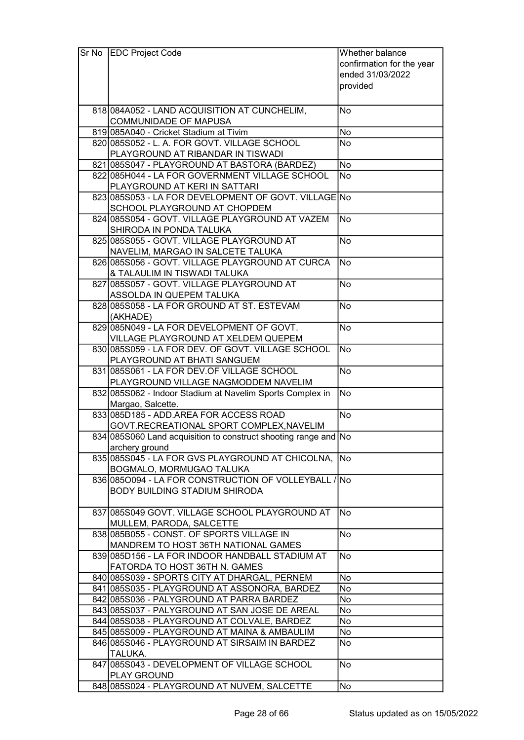| Sr No | EDC Project Code | Whether balance confirmation for the year ended 31/03/2022 provided |
|---|---|---|
| 818 | 084A052 - LAND ACQUISITION AT CUNCHELIM, COMMUNIDADE OF MAPUSA | No |
| 819 | 085A040 - Cricket Stadium at Tivim | No |
| 820 | 085S052 - L. A. FOR GOVT. VILLAGE SCHOOL PLAYGROUND AT RIBANDAR IN TISWADI | No |
| 821 | 085S047 - PLAYGROUND AT BASTORA (BARDEZ) | No |
| 822 | 085H044 - LA FOR GOVERNMENT VILLAGE SCHOOL PLAYGROUND AT KERI IN SATTARI | No |
| 823 | 085S053 - LA FOR DEVELOPMENT OF GOVT. VILLAGE SCHOOL PLAYGROUND AT CHOPDEM | No |
| 824 | 085S054 - GOVT. VILLAGE PLAYGROUND AT VAZEM SHIRODA IN PONDA TALUKA | No |
| 825 | 085S055 - GOVT. VILLAGE PLAYGROUND AT NAVELIM, MARGAO IN SALCETE TALUKA | No |
| 826 | 085S056 - GOVT. VILLAGE PLAYGROUND AT CURCA & TALAULIM IN TISWADI TALUKA | No |
| 827 | 085S057 - GOVT. VILLAGE PLAYGROUND AT ASSOLDA IN QUEPEM TALUKA | No |
| 828 | 085S058 - LA FOR GROUND AT ST. ESTEVAM (AKHADE) | No |
| 829 | 085N049 - LA FOR DEVELOPMENT OF GOVT. VILLAGE PLAYGROUND AT XELDEM QUEPEM | No |
| 830 | 085S059 - LA FOR DEV. OF GOVT. VILLAGE SCHOOL PLAYGROUND AT BHATI SANGUEM | No |
| 831 | 085S061 - LA FOR DEV.OF VILLAGE SCHOOL PLAYGROUND VILLAGE NAGMODDEM NAVELIM | No |
| 832 | 085S062 - Indoor Stadium at Navelim Sports Complex in Margao, Salcette. | No |
| 833 | 085D185 - ADD.AREA FOR ACCESS ROAD GOVT.RECREATIONAL SPORT COMPLEX,NAVELIM | No |
| 834 | 085S060 Land acquisition to construct shooting range and archery ground | No |
| 835 | 085S045 - LA FOR GVS PLAYGROUND AT CHICOLNA, BOGMALO, MORMUGAO TALUKA | No |
| 836 | 085O094 - LA FOR CONSTRUCTION OF VOLLEYBALL / BODY BUILDING STADIUM SHIRODA | No |
| 837 | 085S049 GOVT. VILLAGE SCHOOL PLAYGROUND AT MULLEM, PARODA, SALCETTE | No |
| 838 | 085B055 - CONST. OF SPORTS VILLAGE IN MANDREM TO HOST 36TH NATIONAL GAMES | No |
| 839 | 085D156 - LA FOR INDOOR HANDBALL STADIUM AT FATORDA TO HOST 36TH N. GAMES | No |
| 840 | 085S039 - SPORTS CITY AT DHARGAL, PERNEM | No |
| 841 | 085S035 - PLAYGROUND AT ASSONORA, BARDEZ | No |
| 842 | 085S036 - PALYGROUND AT PARRA BARDEZ | No |
| 843 | 085S037 - PALYGROUND AT SAN JOSE DE AREAL | No |
| 844 | 085S038 - PLAYGROUND AT COLVALE, BARDEZ | No |
| 845 | 085S009 - PLAYGROUND AT MAINA & AMBAULIM | No |
| 846 | 085S046 - PLAYGROUND AT SIRSAIM IN BARDEZ TALUKA. | No |
| 847 | 085S043 - DEVELOPMENT OF VILLAGE SCHOOL PLAY GROUND | No |
| 848 | 085S024 - PLAYGROUND AT NUVEM, SALCETTE | No |

Status updated as on 15/05/2022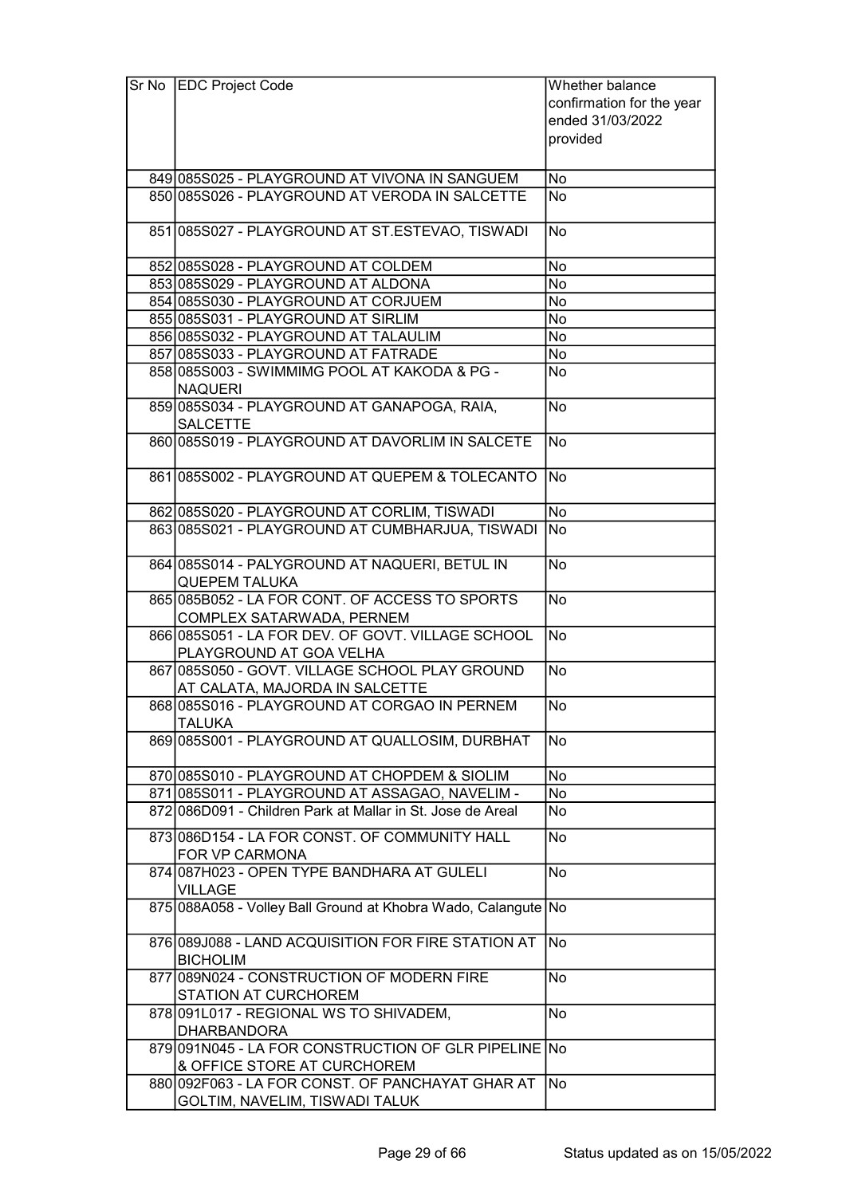| Sr No | EDC Project Code | Whether balance confirmation for the year ended 31/03/2022 provided |
|---|---|---|
| 849 | 085S025 - PLAYGROUND AT VIVONA IN SANGUEM | No |
| 850 | 085S026 - PLAYGROUND AT VERODA IN SALCETTE | No |
| 851 | 085S027 - PLAYGROUND AT ST.ESTEVAO, TISWADI | No |
| 852 | 085S028 - PLAYGROUND AT COLDEM | No |
| 853 | 085S029 - PLAYGROUND AT ALDONA | No |
| 854 | 085S030 - PLAYGROUND AT CORJUEM | No |
| 855 | 085S031 - PLAYGROUND AT SIRLIM | No |
| 856 | 085S032 - PLAYGROUND AT TALAULIM | No |
| 857 | 085S033 - PLAYGROUND AT FATRADE | No |
| 858 | 085S003 - SWIMMIMG POOL AT KAKODA & PG - NAQUERI | No |
| 859 | 085S034 - PLAYGROUND AT GANAPOGA, RAIA, SALCETTE | No |
| 860 | 085S019 - PLAYGROUND AT DAVORLIM IN SALCETE | No |
| 861 | 085S002 - PLAYGROUND AT QUEPEM & TOLECANTO | No |
| 862 | 085S020 - PLAYGROUND AT CORLIM, TISWADI | No |
| 863 | 085S021 - PLAYGROUND AT CUMBHARJUA, TISWADI | No |
| 864 | 085S014 - PALYGROUND AT NAQUERI, BETUL IN QUEPEM TALUKA | No |
| 865 | 085B052 - LA FOR CONT. OF ACCESS TO SPORTS COMPLEX SATARWADA, PERNEM | No |
| 866 | 085S051 - LA FOR DEV. OF GOVT. VILLAGE SCHOOL PLAYGROUND AT GOA VELHA | No |
| 867 | 085S050 - GOVT. VILLAGE SCHOOL PLAY GROUND AT CALATA, MAJORDA IN SALCETTE | No |
| 868 | 085S016 - PLAYGROUND AT CORGAO IN PERNEM TALUKA | No |
| 869 | 085S001 - PLAYGROUND AT QUALLOSIM, DURBHAT | No |
| 870 | 085S010 - PLAYGROUND AT CHOPDEM & SIOLIM | No |
| 871 | 085S011 - PLAYGROUND AT ASSAGAO, NAVELIM - | No |
| 872 | 086D091 - Children Park at Mallar in St. Jose de Areal | No |
| 873 | 086D154 - LA FOR CONST. OF COMMUNITY HALL FOR VP CARMONA | No |
| 874 | 087H023 - OPEN TYPE BANDHARA AT GULELI VILLAGE | No |
| 875 | 088A058 - Volley Ball Ground at Khobra Wado, Calangute | No |
| 876 | 089J088 - LAND ACQUISITION FOR FIRE STATION AT BICHOLIM | No |
| 877 | 089N024 - CONSTRUCTION OF MODERN FIRE STATION AT CURCHOREM | No |
| 878 | 091L017 - REGIONAL WS TO SHIVADEM, DHARBANDORA | No |
| 879 | 091N045 - LA FOR CONSTRUCTION OF GLR PIPELINE & OFFICE STORE AT CURCHOREM | No |
| 880 | 092F063 - LA FOR CONST. OF PANCHAYAT GHAR AT GOLTIM, NAVELIM, TISWADI TALUK | No |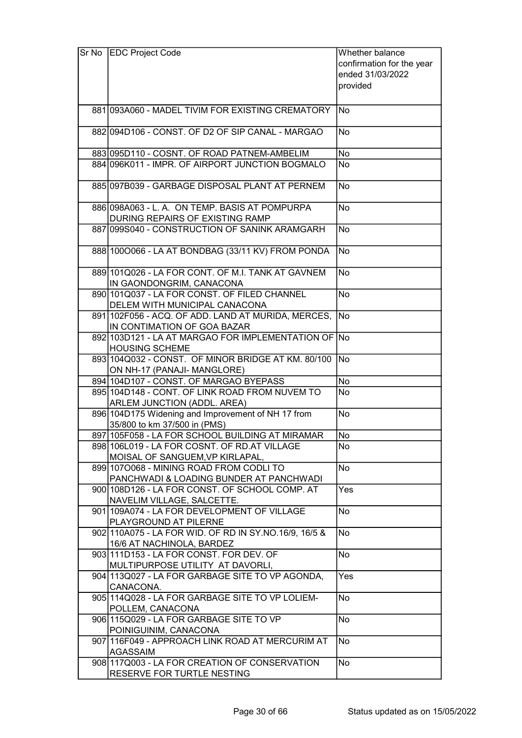| Sr No | EDC Project Code | Whether balance confirmation for the year ended 31/03/2022 provided |
|---|---|---|
| 881 | 093A060 - MADEL TIVIM FOR EXISTING CREMATORY | No |
| 882 | 094D106 - CONST. OF D2 OF SIP CANAL - MARGAO | No |
| 883 | 095D110 - COSNT. OF ROAD PATNEM-AMBELIM | No |
| 884 | 096K011 - IMPR. OF AIRPORT JUNCTION BOGMALO | No |
| 885 | 097B039 - GARBAGE DISPOSAL PLANT AT PERNEM | No |
| 886 | 098A063 - L. A. ON TEMP. BASIS AT POMPURPA DURING REPAIRS OF EXISTING RAMP | No |
| 887 | 099S040 - CONSTRUCTION OF SANINK ARAMGARH | No |
| 888 | 100O066 - LA AT BONDBAG (33/11 KV) FROM PONDA | No |
| 889 | 101Q026 - LA FOR CONT. OF M.I. TANK AT GAVNEM IN GAONDONGRIM, CANACONA | No |
| 890 | 101Q037 - LA FOR CONST. OF FILED CHANNEL DELEM WITH MUNICIPAL CANACONA | No |
| 891 | 102F056 - ACQ. OF ADD. LAND AT MURIDA, MERCES, IN CONTIMATION OF GOA BAZAR | No |
| 892 | 103D121 - LA AT MARGAO FOR IMPLEMENTATION OF HOUSING SCHEME | No |
| 893 | 104Q032 - CONST. OF MINOR BRIDGE AT KM. 80/100 ON NH-17 (PANAJI- MANGLORE) | No |
| 894 | 104D107 - CONST. OF MARGAO BYEPASS | No |
| 895 | 104D148 - CONT. OF LINK ROAD FROM NUVEM TO ARLEM JUNCTION (ADDL. AREA) | No |
| 896 | 104D175 Widening and Improvement of NH 17 from 35/800 to km 37/500 in (PMS) | No |
| 897 | 105F058 - LA FOR SCHOOL BUILDING AT MIRAMAR | No |
| 898 | 106L019 - LA FOR COSNT. OF RD.AT VILLAGE MOISAL OF SANGUEM,VP KIRLAPAL, | No |
| 899 | 107O068 - MINING ROAD FROM CODLI TO PANCHWADI & LOADING BUNDER AT PANCHWADI | No |
| 900 | 108D126 - LA FOR CONST. OF SCHOOL COMP. AT NAVELIM VILLAGE, SALCETTE. | Yes |
| 901 | 109A074 - LA FOR DEVELOPMENT OF VILLAGE PLAYGROUND AT PILERNE | No |
| 902 | 110A075 - LA FOR WID. OF RD IN SY.NO.16/9, 16/5 & 16/6 AT NACHINOLA, BARDEZ | No |
| 903 | 111D153 - LA FOR CONST. FOR DEV. OF MULTIPURPOSE UTILITY AT DAVORLI, | No |
| 904 | 113Q027 - LA FOR GARBAGE SITE TO VP AGONDA, CANACONA. | Yes |
| 905 | 114Q028 - LA FOR GARBAGE SITE TO VP LOLIEM-POLLEM, CANACONA | No |
| 906 | 115Q029 - LA FOR GARBAGE SITE TO VP POINIGUINIM, CANACONA | No |
| 907 | 116F049 - APPROACH LINK ROAD AT MERCURIM AT AGASSAIM | No |
| 908 | 117Q003 - LA FOR CREATION OF CONSERVATION RESERVE FOR TURTLE NESTING | No |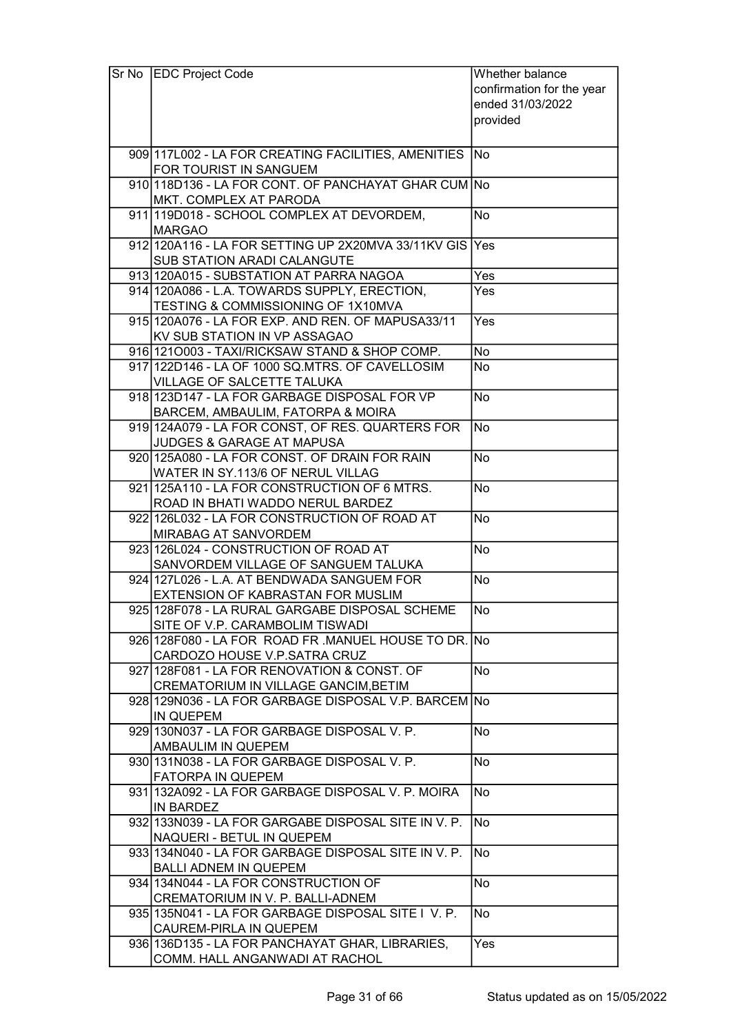| Sr No | EDC Project Code | Whether balance confirmation for the year ended 31/03/2022 provided |
|---|---|---|
| 909 | 117L002 - LA FOR CREATING FACILITIES, AMENITIES FOR TOURIST IN SANGUEM | No |
| 910 | 118D136 - LA FOR CONT. OF PANCHAYAT GHAR CUM MKT. COMPLEX AT PARODA | No |
| 911 | 119D018 - SCHOOL COMPLEX AT DEVORDEM, MARGAO | No |
| 912 | 120A116 - LA FOR SETTING UP 2X20MVA 33/11KV GIS SUB STATION ARADI CALANGUTE | Yes |
| 913 | 120A015 - SUBSTATION AT PARRA NAGOA | Yes |
| 914 | 120A086 - L.A. TOWARDS SUPPLY, ERECTION, TESTING & COMMISSIONING OF 1X10MVA | Yes |
| 915 | 120A076 - LA FOR EXP. AND REN. OF MAPUSA33/11 KV SUB STATION IN VP ASSAGAO | Yes |
| 916 | 121O003 - TAXI/RICKSAW STAND & SHOP COMP. | No |
| 917 | 122D146 - LA OF 1000 SQ.MTRS. OF CAVELLOSIM VILLAGE OF SALCETTE TALUKA | No |
| 918 | 123D147 - LA FOR GARBAGE DISPOSAL FOR VP BARCEM, AMBAULIM, FATORPA & MOIRA | No |
| 919 | 124A079 - LA FOR CONST, OF RES. QUARTERS FOR JUDGES & GARAGE AT MAPUSA | No |
| 920 | 125A080 - LA FOR CONST. OF DRAIN FOR RAIN WATER IN SY.113/6 OF NERUL VILLAG | No |
| 921 | 125A110 - LA FOR CONSTRUCTION OF 6 MTRS. ROAD IN BHATI WADDO NERUL BARDEZ | No |
| 922 | 126L032 - LA FOR CONSTRUCTION OF ROAD AT MIRABAG AT SANVORDEM | No |
| 923 | 126L024 - CONSTRUCTION OF ROAD AT SANVORDEM VILLAGE OF SANGUEM TALUKA | No |
| 924 | 127L026 - L.A. AT BENDWADA SANGUEM FOR EXTENSION OF KABRASTAN FOR MUSLIM | No |
| 925 | 128F078 - LA RURAL GARGABE DISPOSAL SCHEME SITE OF V.P. CARAMBOLIM TISWADI | No |
| 926 | 128F080 - LA FOR ROAD FR .MANUEL HOUSE TO DR. CARDOZO HOUSE V.P.SATRA CRUZ | No |
| 927 | 128F081 - LA FOR RENOVATION & CONST. OF CREMATORIUM IN VILLAGE GANCIM,BETIM | No |
| 928 | 129N036 - LA FOR GARBAGE DISPOSAL V.P. BARCEM IN QUEPEM | No |
| 929 | 130N037 - LA FOR GARBAGE DISPOSAL V. P. AMBAULIM IN QUEPEM | No |
| 930 | 131N038 - LA FOR GARBAGE DISPOSAL V. P. FATORPA IN QUEPEM | No |
| 931 | 132A092 - LA FOR GARBAGE DISPOSAL V. P. MOIRA IN BARDEZ | No |
| 932 | 133N039 - LA FOR GARGABE DISPOSAL SITE IN V. P. NAQUERI - BETUL IN QUEPEM | No |
| 933 | 134N040 - LA FOR GARBAGE DISPOSAL SITE IN V. P. BALLI ADNEM IN QUEPEM | No |
| 934 | 134N044 - LA FOR CONSTRUCTION OF CREMATORIUM IN V. P. BALLI-ADNEM | No |
| 935 | 135N041 - LA FOR GARBAGE DISPOSAL SITE I V. P. CAUREM-PIRLA IN QUEPEM | No |
| 936 | 136D135 - LA FOR PANCHAYAT GHAR, LIBRARIES, COMM. HALL ANGANWADI AT RACHOL | Yes |

Status updated as on 15/05/2022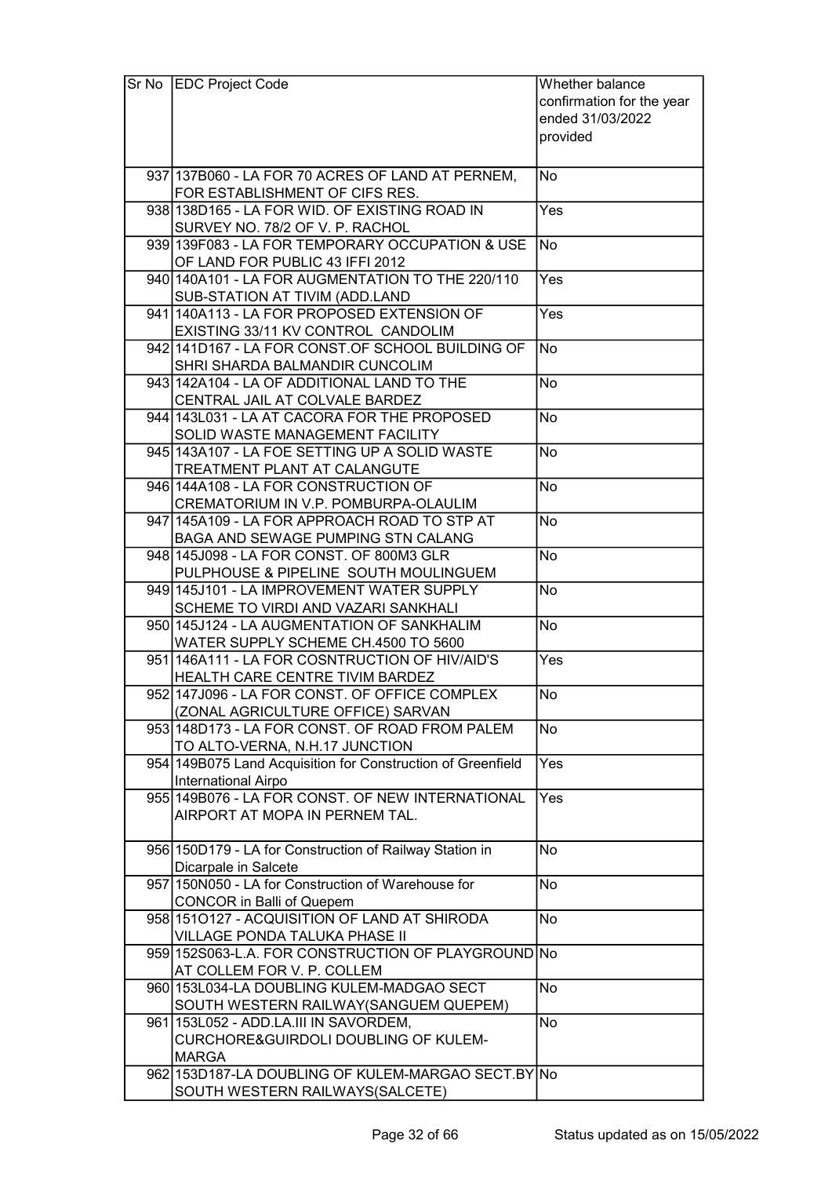| Sr No | EDC Project Code | Whether balance confirmation for the year ended 31/03/2022 provided |
|---|---|---|
| 937 | 137B060 - LA FOR 70 ACRES OF LAND AT PERNEM, FOR ESTABLISHMENT OF CIFS RES. | No |
| 938 | 138D165 - LA FOR WID. OF EXISTING ROAD IN SURVEY NO. 78/2 OF V. P. RACHOL | Yes |
| 939 | 139F083 - LA FOR TEMPORARY OCCUPATION & USE OF LAND FOR PUBLIC 43 IFFI 2012 | No |
| 940 | 140A101 - LA FOR AUGMENTATION TO THE 220/110 SUB-STATION AT TIVIM (ADD.LAND | Yes |
| 941 | 140A113 - LA FOR PROPOSED EXTENSION OF EXISTING 33/11 KV CONTROL CANDOLIM | Yes |
| 942 | 141D167 - LA FOR CONST.OF SCHOOL BUILDING OF SHRI SHARDA BALMANDIR CUNCOLIM | No |
| 943 | 142A104 - LA OF ADDITIONAL LAND TO THE CENTRAL JAIL AT COLVALE BARDEZ | No |
| 944 | 143L031 - LA AT CACORA FOR THE PROPOSED SOLID WASTE MANAGEMENT FACILITY | No |
| 945 | 143A107 - LA FOE SETTING UP A SOLID WASTE TREATMENT PLANT AT CALANGUTE | No |
| 946 | 144A108 - LA FOR CONSTRUCTION OF CREMATORIUM IN V.P. POMBURPA-OLAULIM | No |
| 947 | 145A109 - LA FOR APPROACH ROAD TO STP AT BAGA AND SEWAGE PUMPING STN CALANG | No |
| 948 | 145J098 - LA FOR CONST. OF 800M3 GLR PULPHOUSE & PIPELINE SOUTH MOULINGUEM | No |
| 949 | 145J101 - LA IMPROVEMENT WATER SUPPLY SCHEME TO VIRDI AND VAZARI SANKHALI | No |
| 950 | 145J124 - LA AUGMENTATION OF SANKHALIM WATER SUPPLY SCHEME CH.4500 TO 5600 | No |
| 951 | 146A111 - LA FOR COSNTRUCTION OF HIV/AID'S HEALTH CARE CENTRE TIVIM BARDEZ | Yes |
| 952 | 147J096 - LA FOR CONST. OF OFFICE COMPLEX (ZONAL AGRICULTURE OFFICE) SARVAN | No |
| 953 | 148D173 - LA FOR CONST. OF ROAD FROM PALEM TO ALTO-VERNA, N.H.17 JUNCTION | No |
| 954 | 149B075 Land Acquisition for Construction of Greenfield International Airpo | Yes |
| 955 | 149B076 - LA FOR CONST. OF NEW INTERNATIONAL AIRPORT AT MOPA IN PERNEM TAL. | Yes |
| 956 | 150D179 - LA for Construction of Railway Station in Dicarpale in Salcete | No |
| 957 | 150N050 - LA for Construction of Warehouse for CONCOR in Balli of Quepem | No |
| 958 | 151O127 - ACQUISITION OF LAND AT SHIRODA VILLAGE PONDA TALUKA PHASE II | No |
| 959 | 152S063-L.A. FOR CONSTRUCTION OF PLAYGROUND AT COLLEM FOR V. P. COLLEM | No |
| 960 | 153L034-LA DOUBLING KULEM-MADGAO SECT SOUTH WESTERN RAILWAY(SANGUEM QUEPEM) | No |
| 961 | 153L052 - ADD.LA.III IN SAVORDEM, CURCHORE&GUIRDOLI DOUBLING OF KULEM-MARGA | No |
| 962 | 153D187-LA DOUBLING OF KULEM-MARGAO SECT.BY SOUTH WESTERN RAILWAYS(SALCETE) | No |

Status updated as on 15/05/2022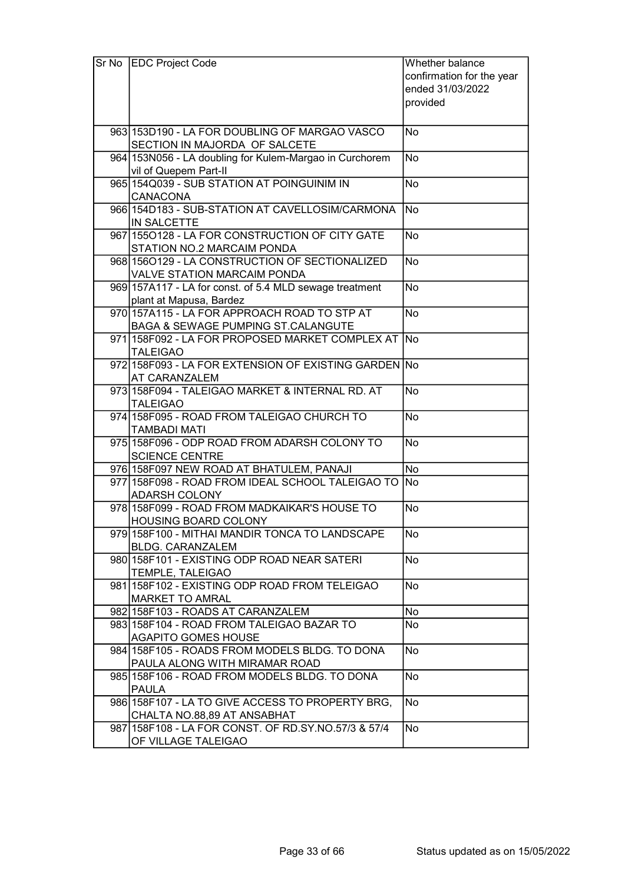| Sr No | EDC Project Code | Whether balance confirmation for the year ended 31/03/2022 provided |
|---|---|---|
| 963 | 153D190 - LA FOR DOUBLING OF MARGAO VASCO SECTION IN MAJORDA OF SALCETE | No |
| 964 | 153N056 - LA doubling for Kulem-Margao in Curchorem vil of Quepem Part-II | No |
| 965 | 154Q039 - SUB STATION AT POINGUINIM IN CANACONA | No |
| 966 | 154D183 - SUB-STATION AT CAVELLOSIM/CARMONA IN SALCETTE | No |
| 967 | 155O128 - LA FOR CONSTRUCTION OF CITY GATE STATION NO.2 MARCAIM PONDA | No |
| 968 | 156O129 - LA CONSTRUCTION OF SECTIONALIZED VALVE STATION MARCAIM PONDA | No |
| 969 | 157A117 - LA for const. of 5.4 MLD sewage treatment plant at Mapusa, Bardez | No |
| 970 | 157A115 - LA FOR APPROACH ROAD TO STP AT BAGA & SEWAGE PUMPING ST.CALANGUTE | No |
| 971 | 158F092 - LA FOR PROPOSED MARKET COMPLEX AT TALEIGAO | No |
| 972 | 158F093 - LA FOR EXTENSION OF EXISTING GARDEN AT CARANZALEM | No |
| 973 | 158F094 - TALEIGAO MARKET & INTERNAL RD. AT TALEIGAO | No |
| 974 | 158F095 - ROAD FROM TALEIGAO CHURCH TO TAMBADI MATI | No |
| 975 | 158F096 - ODP ROAD FROM ADARSH COLONY TO SCIENCE CENTRE | No |
| 976 | 158F097 NEW ROAD AT BHATULEM, PANAJI | No |
| 977 | 158F098 - ROAD FROM IDEAL SCHOOL TALEIGAO TO ADARSH COLONY | No |
| 978 | 158F099 - ROAD FROM MADKAIKAR'S HOUSE TO HOUSING BOARD COLONY | No |
| 979 | 158F100 - MITHAI MANDIR TONCA TO LANDSCAPE BLDG. CARANZALEM | No |
| 980 | 158F101 - EXISTING ODP ROAD NEAR SATERI TEMPLE, TALEIGAO | No |
| 981 | 158F102 - EXISTING ODP ROAD FROM TELEIGAO MARKET TO AMRAL | No |
| 982 | 158F103 - ROADS AT CARANZALEM | No |
| 983 | 158F104 - ROAD FROM TALEIGAO BAZAR TO AGAPITO GOMES HOUSE | No |
| 984 | 158F105 - ROADS FROM MODELS BLDG. TO DONA PAULA ALONG WITH MIRAMAR ROAD | No |
| 985 | 158F106 - ROAD FROM MODELS BLDG. TO DONA PAULA | No |
| 986 | 158F107 - LA TO GIVE ACCESS TO PROPERTY BRG, CHALTA NO.88,89 AT ANSABHAT | No |
| 987 | 158F108 - LA FOR CONST. OF RD.SY.NO.57/3 & 57/4 OF VILLAGE TALEIGAO | No |

Status updated as on 15/05/2022